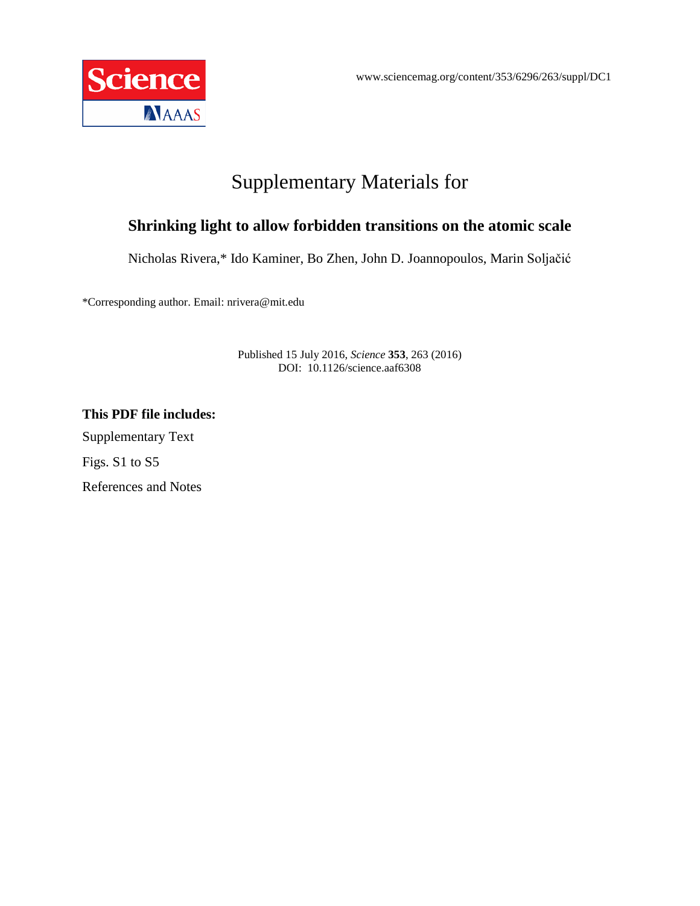www.sciencemag.org/content/353/6296/263/suppl/DC1

# Supplementary Materials for

## Shrinking light to allow forbidden transitions on the atomic scale

Nicholas Rivera,* Ido Kaminer, Bo Zhen, John D. Joannopoulos, Marin Soljačić

*Corresponding author. Email: nrivera@mit.edu

Published 15 July 2016, *Science* **353**, 263 (2016)
DOI: 10.1126/science.aaf6308

**This PDF file includes:**

Supplementary Text

Figs. S1 to S5

References and Notes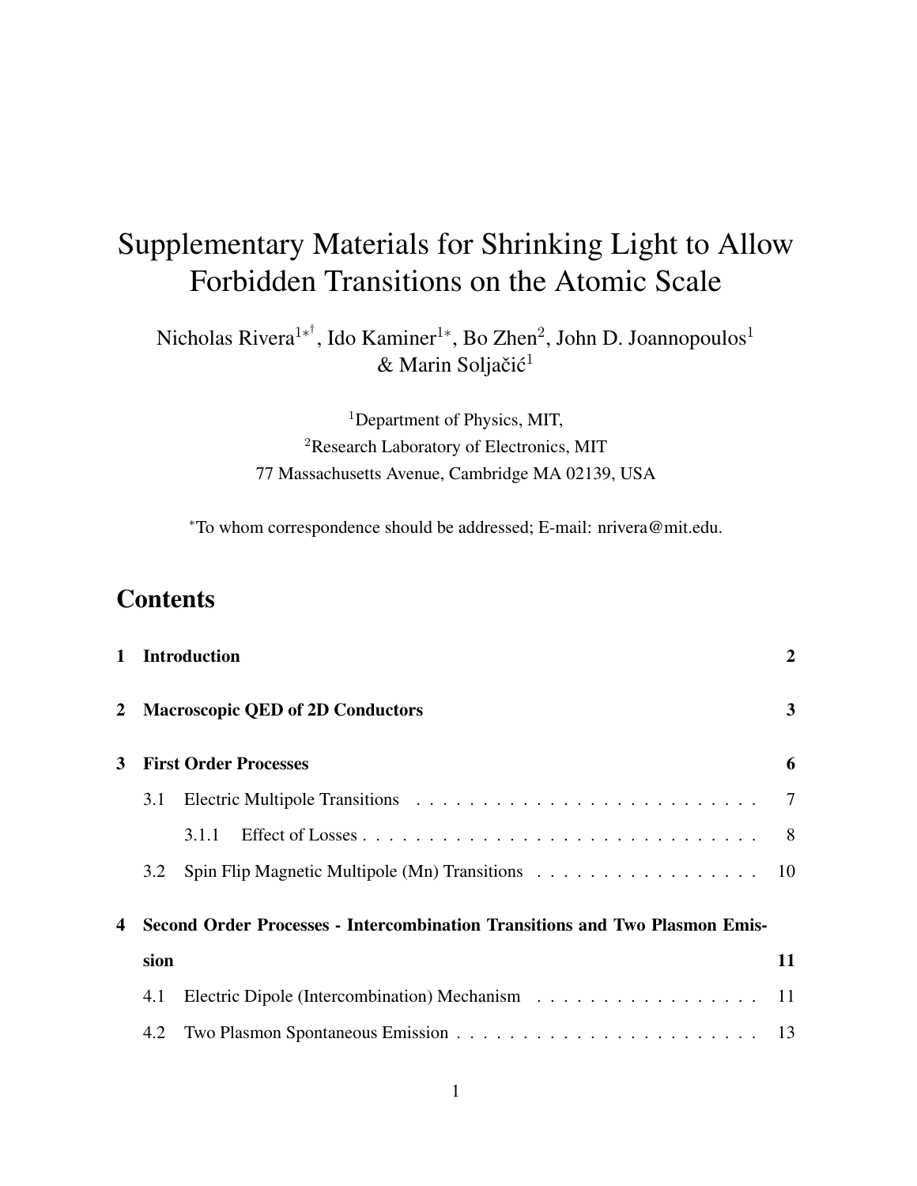# Supplementary Materials for Shrinking Light to Allow Forbidden Transitions on the Atomic Scale

Nicholas Rivera[1*†], Ido Kaminer[1*], Bo Zhen[2], John D. Joannopoulos[1] & Marin Soljačić[1]

[1]Department of Physics, MIT,
[2]Research Laboratory of Electronics, MIT
77 Massachusetts Avenue, Cambridge MA 02139, USA

[*]To whom correspondence should be addressed; E-mail: nrivera@mit.edu.

## Contents

**1 Introduction** ..... **2**

**2 Macroscopic QED of 2D Conductors** ..... **3**

**3 First Order Processes** ..... **6**

- 3.1 Electric Multipole Transitions ..... 7
  - 3.1.1 Effect of Losses ..... 8
- 3.2 Spin Flip Magnetic Multipole (Mn) Transitions ..... 10

**4 Second Order Processes - Intercombination Transitions and Two Plasmon Emission** ..... **11**

- 4.1 Electric Dipole (Intercombination) Mechanism ..... 11
- 4.2 Two Plasmon Spontaneous Emission ..... 13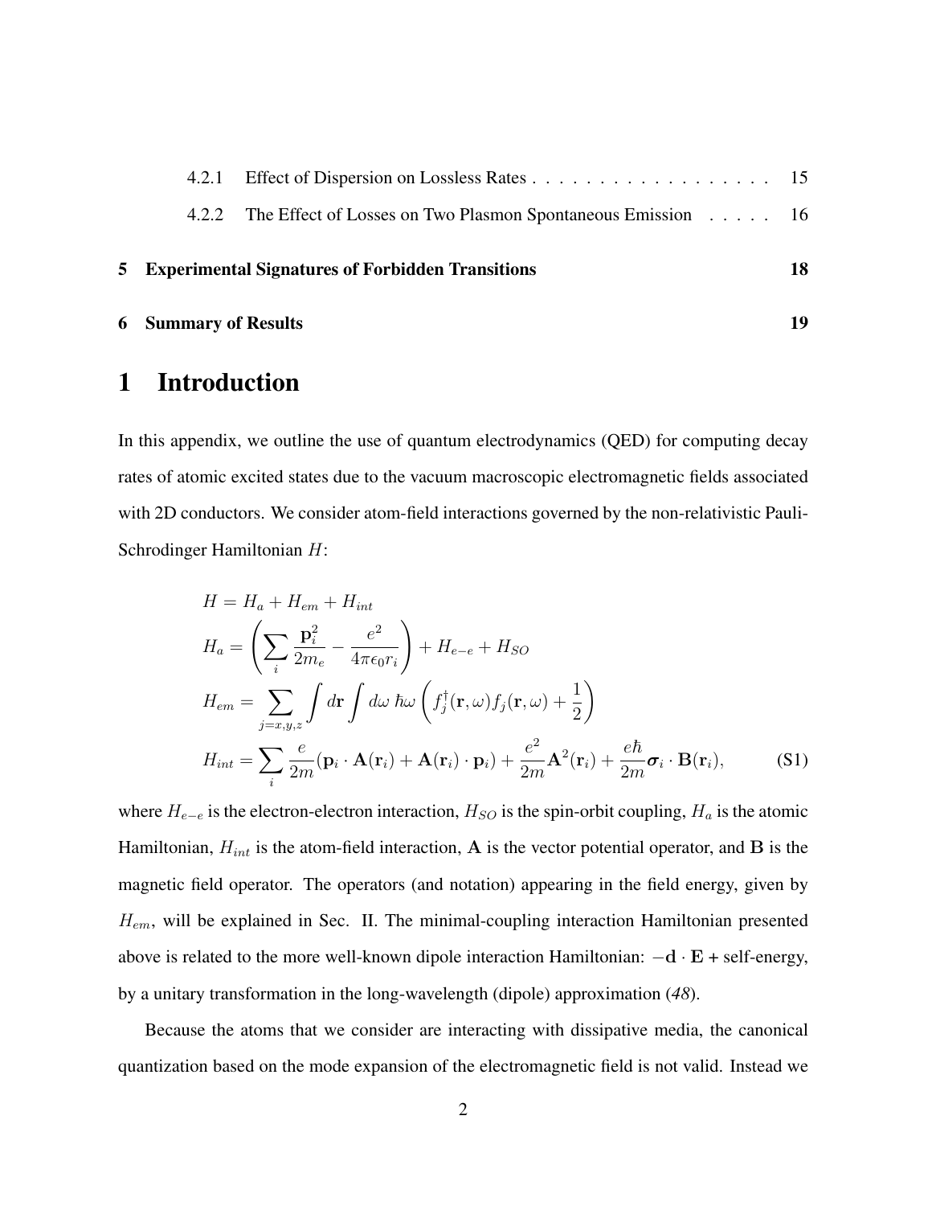4.2.1 Effect of Dispersion on Lossless Rates . . . . . . . . . . . . . . . . . . 15

4.2.2 The Effect of Losses on Two Plasmon Spontaneous Emission . . . . . 16

**5 Experimental Signatures of Forbidden Transitions** **18**

**6 Summary of Results** **19**

# 1 Introduction

In this appendix, we outline the use of quantum electrodynamics (QED) for computing decay rates of atomic excited states due to the vacuum macroscopic electromagnetic fields associated with 2D conductors. We consider atom-field interactions governed by the non-relativistic Pauli-Schrodinger Hamiltonian $H$:

$$
\begin{aligned}
H &= H_a + H_{em} + H_{int} \\
H_a &= \left( \sum_i \frac{\mathbf{p}_i^2}{2m_e} - \frac{e^2}{4\pi\epsilon_0 r_i} \right) + H_{e-e} + H_{SO} \\
H_{em} &= \sum_{j=x,y,z} \int d\mathbf{r} \int d\omega \; \hbar\omega \left( f_j^\dagger(\mathbf{r},\omega) f_j(\mathbf{r},\omega) + \frac{1}{2} \right) \\
H_{int} &= \sum_i \frac{e}{2m} (\mathbf{p}_i \cdot \mathbf{A}(\mathbf{r}_i) + \mathbf{A}(\mathbf{r}_i) \cdot \mathbf{p}_i) + \frac{e^2}{2m} \mathbf{A}^2(\mathbf{r}_i) + \frac{e\hbar}{2m} \boldsymbol{\sigma}_i \cdot \mathbf{B}(\mathbf{r}_i),
\end{aligned}
\tag{S1}
$$

where $H_{e-e}$ is the electron-electron interaction, $H_{SO}$ is the spin-orbit coupling, $H_a$ is the atomic Hamiltonian, $H_{int}$ is the atom-field interaction, $\mathbf{A}$ is the vector potential operator, and $\mathbf{B}$ is the magnetic field operator. The operators (and notation) appearing in the field energy, given by $H_{em}$, will be explained in Sec. II. The minimal-coupling interaction Hamiltonian presented above is related to the more well-known dipole interaction Hamiltonian: $-\mathbf{d} \cdot \mathbf{E}$ + self-energy, by a unitary transformation in the long-wavelength (dipole) approximation (*48*).

Because the atoms that we consider are interacting with dissipative media, the canonical quantization based on the mode expansion of the electromagnetic field is not valid. Instead we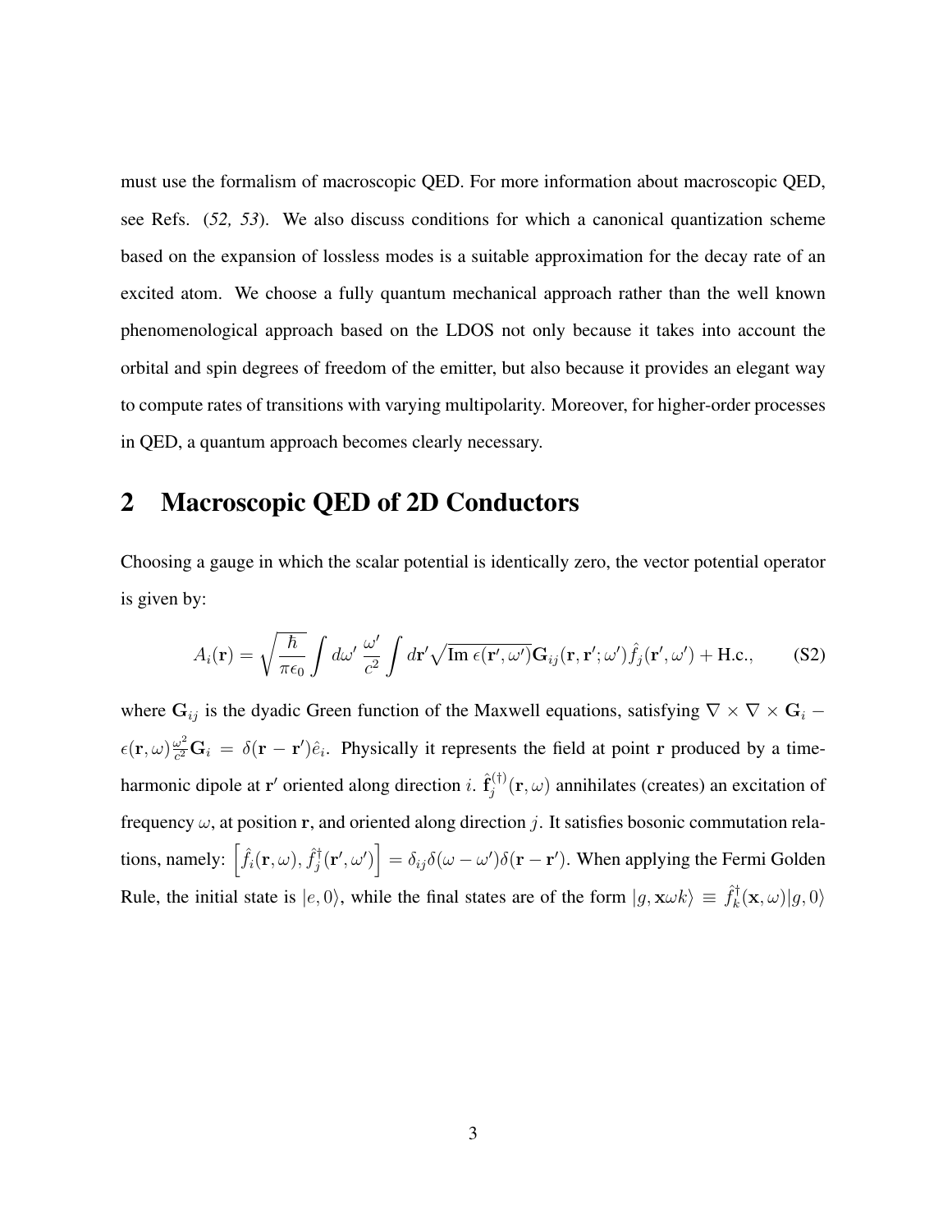must use the formalism of macroscopic QED. For more information about macroscopic QED, see Refs. (*52, 53*). We also discuss conditions for which a canonical quantization scheme based on the expansion of lossless modes is a suitable approximation for the decay rate of an excited atom. We choose a fully quantum mechanical approach rather than the well known phenomenological approach based on the LDOS not only because it takes into account the orbital and spin degrees of freedom of the emitter, but also because it provides an elegant way to compute rates of transitions with varying multipolarity. Moreover, for higher-order processes in QED, a quantum approach becomes clearly necessary.

## 2 Macroscopic QED of 2D Conductors

Choosing a gauge in which the scalar potential is identically zero, the vector potential operator is given by:

$$A_i(\mathbf{r}) = \sqrt{\frac{\hbar}{\pi\epsilon_0}} \int d\omega' \, \frac{\omega'}{c^2} \int d\mathbf{r}' \sqrt{\text{Im}\,\epsilon(\mathbf{r}',\omega')} \mathbf{G}_{ij}(\mathbf{r},\mathbf{r}';\omega') \hat{f}_j(\mathbf{r}',\omega') + \text{H.c.}, \tag{S2}$$

where $\mathbf{G}_{ij}$ is the dyadic Green function of the Maxwell equations, satisfying $\nabla \times \nabla \times \mathbf{G}_i - \epsilon(\mathbf{r},\omega)\frac{\omega^2}{c^2}\mathbf{G}_i = \delta(\mathbf{r}-\mathbf{r}')\hat{e}_i$. Physically it represents the field at point $\mathbf{r}$ produced by a time-harmonic dipole at $\mathbf{r}'$ oriented along direction $i$. $\hat{\mathbf{f}}_j^{(\dagger)}(\mathbf{r},\omega)$ annihilates (creates) an excitation of frequency $\omega$, at position $\mathbf{r}$, and oriented along direction $j$. It satisfies bosonic commutation relations, namely: $\left[\hat{f}_i(\mathbf{r},\omega), \hat{f}_j^\dagger(\mathbf{r}',\omega')\right] = \delta_{ij}\delta(\omega-\omega')\delta(\mathbf{r}-\mathbf{r}')$. When applying the Fermi Golden Rule, the initial state is $|e,0\rangle$, while the final states are of the form $|g,\mathbf{x}\omega k\rangle \equiv \hat{f}_k^\dagger(\mathbf{x},\omega)|g,0\rangle$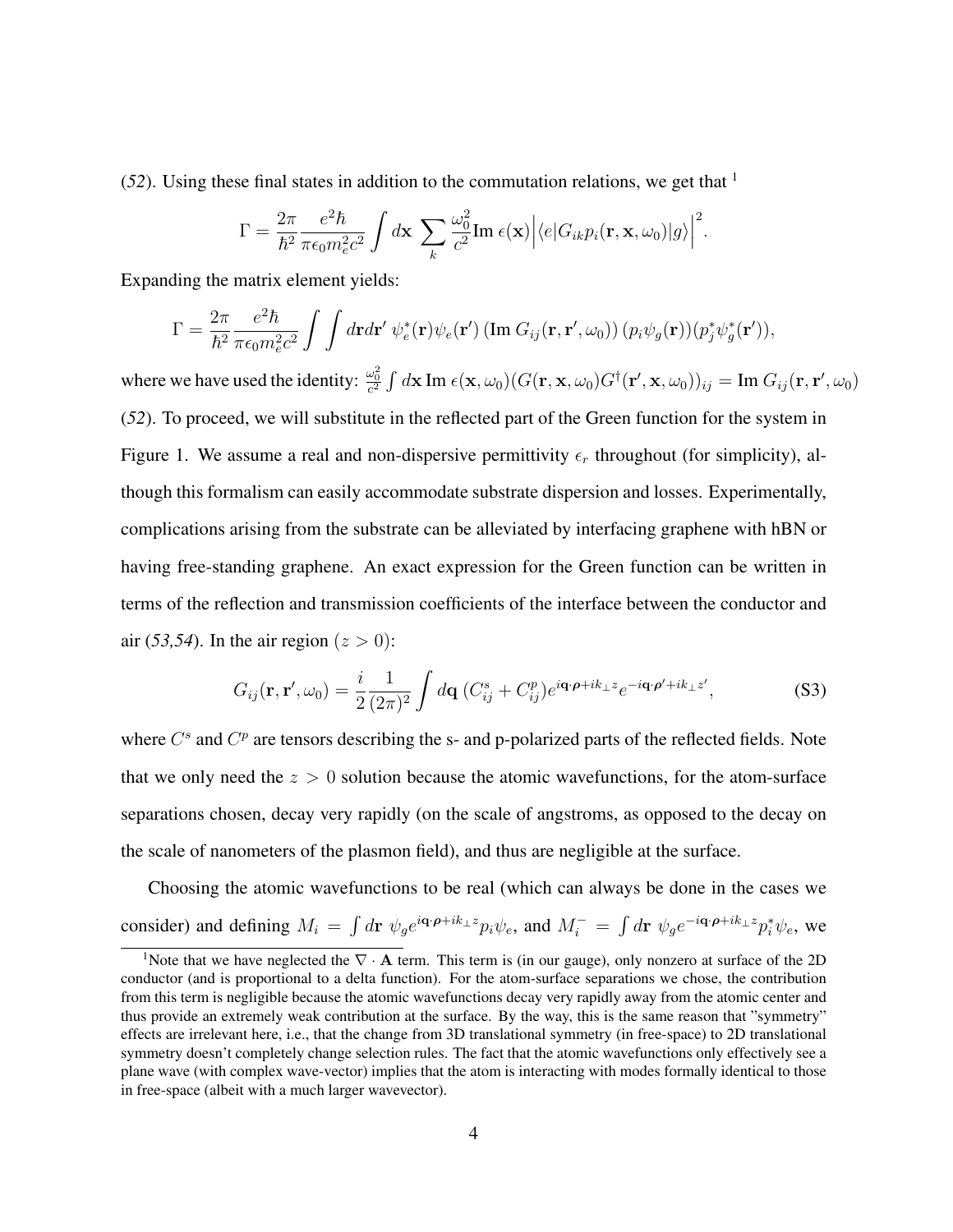(*52*). Using these final states in addition to the commutation relations, we get that [1]

$$\Gamma = \frac{2\pi}{\hbar^2}\frac{e^2\hbar}{\pi\epsilon_0 m_e^2 c^2}\int d\mathbf{x}\ \sum_k \frac{\omega_0^2}{c^2}\text{Im}\ \epsilon(\mathbf{x})\Big|\langle e|G_{ik}p_i(\mathbf{r},\mathbf{x},\omega_0)|g\rangle\Big|^2.$$

Expanding the matrix element yields:

$$\Gamma = \frac{2\pi}{\hbar^2}\frac{e^2\hbar}{\pi\epsilon_0 m_e^2 c^2}\int\int d\mathbf{r}d\mathbf{r}'\ \psi_e^*(\mathbf{r})\psi_e(\mathbf{r}')\left(\text{Im}\ G_{ij}(\mathbf{r},\mathbf{r}',\omega_0)\right)(p_i\psi_g(\mathbf{r}))(p_j^*\psi_g^*(\mathbf{r}')),$$

where we have used the identity: $\frac{\omega_0^2}{c^2}\int d\mathbf{x}\,\text{Im}\ \epsilon(\mathbf{x},\omega_0)(G(\mathbf{r},\mathbf{x},\omega_0)G^\dagger(\mathbf{r}',\mathbf{x},\omega_0))_{ij} = \text{Im}\ G_{ij}(\mathbf{r},\mathbf{r}',\omega_0)$ (*52*). To proceed, we will substitute in the reflected part of the Green function for the system in Figure 1. We assume a real and non-dispersive permittivity $\epsilon_r$ throughout (for simplicity), although this formalism can easily accommodate substrate dispersion and losses. Experimentally, complications arising from the substrate can be alleviated by interfacing graphene with hBN or having free-standing graphene. An exact expression for the Green function can be written in terms of the reflection and transmission coefficients of the interface between the conductor and air (*53,54*). In the air region ($z > 0$):

$$G_{ij}(\mathbf{r},\mathbf{r}',\omega_0) = \frac{i}{2}\frac{1}{(2\pi)^2}\int d\mathbf{q}\ (C_{ij}^s + C_{ij}^p)e^{i\mathbf{q}\cdot\boldsymbol{\rho}+ik_\perp z}e^{-i\mathbf{q}\cdot\boldsymbol{\rho}'+ik_\perp z'}, \tag{S3}$$

where $C^s$ and $C^p$ are tensors describing the s- and p-polarized parts of the reflected fields. Note that we only need the $z > 0$ solution because the atomic wavefunctions, for the atom-surface separations chosen, decay very rapidly (on the scale of angstroms, as opposed to the decay on the scale of nanometers of the plasmon field), and thus are negligible at the surface.

Choosing the atomic wavefunctions to be real (which can always be done in the cases we consider) and defining $M_i = \int d\mathbf{r}\ \psi_g e^{i\mathbf{q}\cdot\boldsymbol{\rho}+ik_\perp z}p_i\psi_e$, and $M_i^- = \int d\mathbf{r}\ \psi_g e^{-i\mathbf{q}\cdot\boldsymbol{\rho}+ik_\perp z}p_i^*\psi_e$, we

[1] Note that we have neglected the $\nabla\cdot\mathbf{A}$ term. This term is (in our gauge), only nonzero at surface of the 2D conductor (and is proportional to a delta function). For the atom-surface separations we chose, the contribution from this term is negligible because the atomic wavefunctions decay very rapidly away from the atomic center and thus provide an extremely weak contribution at the surface. By the way, this is the same reason that "symmetry" effects are irrelevant here, i.e., that the change from 3D translational symmetry (in free-space) to 2D translational symmetry doesn't completely change selection rules. The fact that the atomic wavefunctions only effectively see a plane wave (with complex wave-vector) implies that the atom is interacting with modes formally identical to those in free-space (albeit with a much larger wavevector).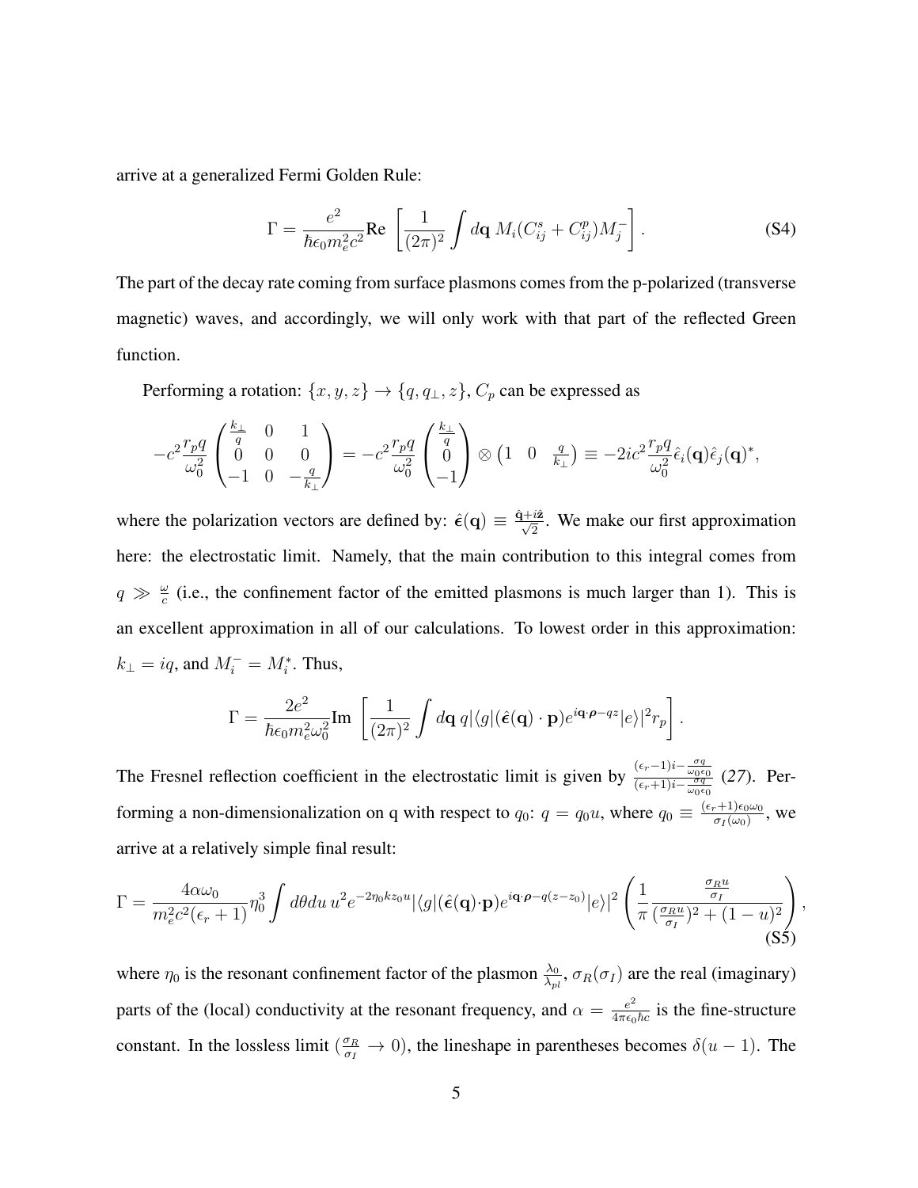arrive at a generalized Fermi Golden Rule:

$$\Gamma = \frac{e^2}{\hbar\epsilon_0 m_e^2 c^2}\text{Re}\left[\frac{1}{(2\pi)^2}\int d\mathbf{q}\, M_i(C_{ij}^s + C_{ij}^p)M_j^-\right]. \tag{S4}$$

The part of the decay rate coming from surface plasmons comes from the p-polarized (transverse magnetic) waves, and accordingly, we will only work with that part of the reflected Green function.

Performing a rotation: $\{x, y, z\} \to \{q, q_\perp, z\}$, $C_p$ can be expressed as

$$-c^2\frac{r_p q}{\omega_0^2}\begin{pmatrix}\frac{k_\perp}{q} & 0 & 1\\ 0 & 0 & 0\\ -1 & 0 & -\frac{q}{k_\perp}\end{pmatrix} = -c^2\frac{r_p q}{\omega_0^2}\begin{pmatrix}\frac{k_\perp}{q}\\ 0\\ -1\end{pmatrix}\otimes\begin{pmatrix}1 & 0 & \frac{q}{k_\perp}\end{pmatrix} \equiv -2ic^2\frac{r_p q}{\omega_0^2}\hat{\epsilon}_i(\mathbf{q})\hat{\epsilon}_j(\mathbf{q})^*,$$

where the polarization vectors are defined by: $\hat{\boldsymbol{\epsilon}}(\mathbf{q}) \equiv \frac{\hat{\mathbf{q}}+i\hat{\mathbf{z}}}{\sqrt{2}}$. We make our first approximation here: the electrostatic limit. Namely, that the main contribution to this integral comes from $q \gg \frac{\omega}{c}$ (i.e., the confinement factor of the emitted plasmons is much larger than 1). This is an excellent approximation in all of our calculations. To lowest order in this approximation: $k_\perp = iq$, and $M_i^- = M_i^*$. Thus,

$$\Gamma = \frac{2e^2}{\hbar\epsilon_0 m_e^2\omega_0^2}\text{Im}\left[\frac{1}{(2\pi)^2}\int d\mathbf{q}\, q|\langle g|(\hat{\boldsymbol{\epsilon}}(\mathbf{q})\cdot\mathbf{p})e^{i\mathbf{q}\cdot\boldsymbol{\rho}-qz}|e\rangle|^2 r_p\right].$$

The Fresnel reflection coefficient in the electrostatic limit is given by $\frac{(\epsilon_r-1)i-\frac{\sigma q}{\omega_0\epsilon_0}}{(\epsilon_r+1)i-\frac{\sigma q}{\omega_0\epsilon_0}}$ (*27*). Performing a non-dimensionalization on q with respect to $q_0$: $q = q_0 u$, where $q_0 \equiv \frac{(\epsilon_r+1)\epsilon_0\omega_0}{\sigma_I(\omega_0)}$, we arrive at a relatively simple final result:

$$\Gamma = \frac{4\alpha\omega_0}{m_e^2c^2(\epsilon_r+1)}\eta_0^3\int d\theta du\, u^2 e^{-2\eta_0 k z_0 u}|\langle g|(\hat{\boldsymbol{\epsilon}}(\mathbf{q})\cdot\mathbf{p})e^{i\mathbf{q}\cdot\boldsymbol{\rho}-q(z-z_0)}|e\rangle|^2\left(\frac{1}{\pi}\frac{\frac{\sigma_R u}{\sigma_I}}{(\frac{\sigma_R u}{\sigma_I})^2+(1-u)^2}\right), \tag{S5}$$

where $\eta_0$ is the resonant confinement factor of the plasmon $\frac{\lambda_0}{\lambda_{pl}}$, $\sigma_R(\sigma_I)$ are the real (imaginary) parts of the (local) conductivity at the resonant frequency, and $\alpha = \frac{e^2}{4\pi\epsilon_0\hbar c}$ is the fine-structure constant. In the lossless limit ($\frac{\sigma_R}{\sigma_I} \to 0$), the lineshape in parentheses becomes $\delta(u-1)$. The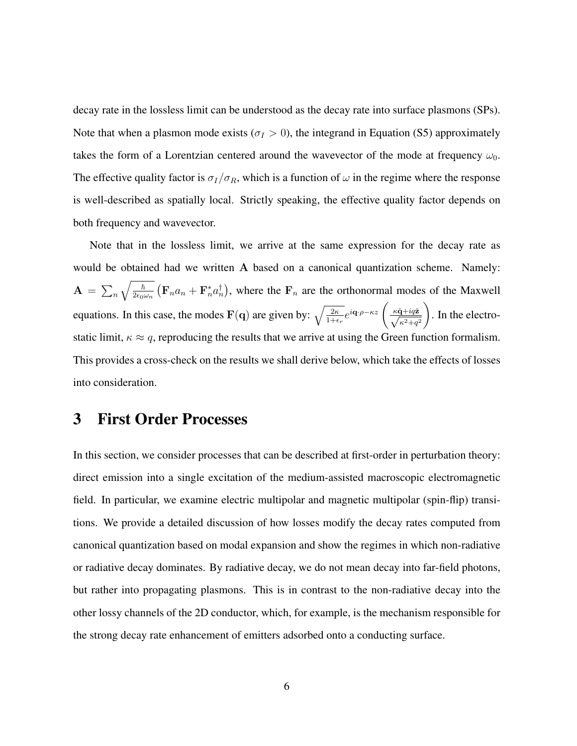decay rate in the lossless limit can be understood as the decay rate into surface plasmons (SPs). Note that when a plasmon mode exists ($\sigma_I > 0$), the integrand in Equation (S5) approximately takes the form of a Lorentzian centered around the wavevector of the mode at frequency $\omega_0$. The effective quality factor is $\sigma_I/\sigma_R$, which is a function of $\omega$ in the regime where the response is well-described as spatially local. Strictly speaking, the effective quality factor depends on both frequency and wavevector.

Note that in the lossless limit, we arrive at the same expression for the decay rate as would be obtained had we written $\mathbf{A}$ based on a canonical quantization scheme. Namely: $\mathbf{A} = \sum_n \sqrt{\frac{\hbar}{2\epsilon_0\omega_n}} \left(\mathbf{F}_n a_n + \mathbf{F}_n^* a_n^\dagger\right)$, where the $\mathbf{F}_n$ are the orthonormal modes of the Maxwell equations. In this case, the modes $\mathbf{F}(\mathbf{q})$ are given by: $\sqrt{\frac{2\kappa}{1+\epsilon_r}} e^{i\mathbf{q}\cdot\rho - \kappa z} \left(\frac{\kappa\hat{\mathbf{q}} + iq\hat{\mathbf{z}}}{\sqrt{\kappa^2+q^2}}\right)$. In the electrostatic limit, $\kappa \approx q$, reproducing the results that we arrive at using the Green function formalism. This provides a cross-check on the results we shall derive below, which take the effects of losses into consideration.

# 3 First Order Processes

In this section, we consider processes that can be described at first-order in perturbation theory: direct emission into a single excitation of the medium-assisted macroscopic electromagnetic field. In particular, we examine electric multipolar and magnetic multipolar (spin-flip) transitions. We provide a detailed discussion of how losses modify the decay rates computed from canonical quantization based on modal expansion and show the regimes in which non-radiative or radiative decay dominates. By radiative decay, we do not mean decay into far-field photons, but rather into propagating plasmons. This is in contrast to the non-radiative decay into the other lossy channels of the 2D conductor, which, for example, is the mechanism responsible for the strong decay rate enhancement of emitters adsorbed onto a conducting surface.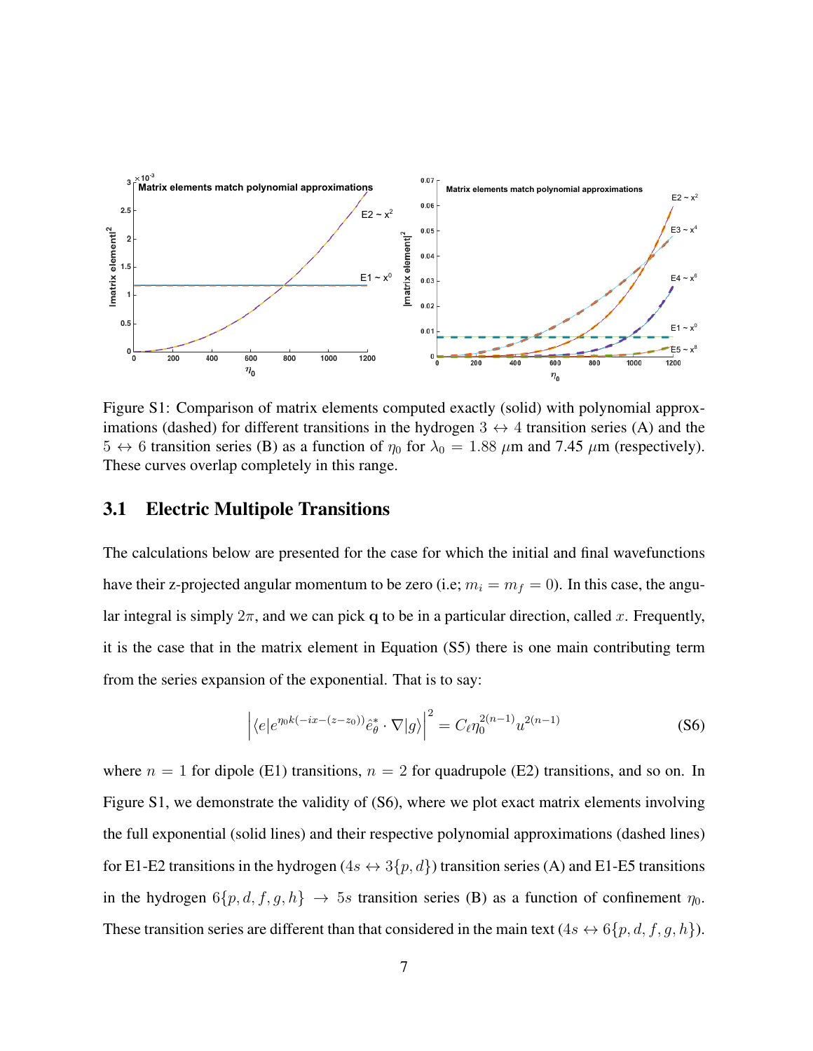Figure S1: Comparison of matrix elements computed exactly (solid) with polynomial approximations (dashed) for different transitions in the hydrogen $3 \leftrightarrow 4$ transition series (A) and the $5 \leftrightarrow 6$ transition series (B) as a function of $\eta_0$ for $\lambda_0 = 1.88$ $\mu$m and 7.45 $\mu$m (respectively). These curves overlap completely in this range.

## 3.1 Electric Multipole Transitions

The calculations below are presented for the case for which the initial and final wavefunctions have their z-projected angular momentum to be zero (i.e; $m_i = m_f = 0$). In this case, the angular integral is simply $2\pi$, and we can pick $\mathbf{q}$ to be in a particular direction, called $x$. Frequently, it is the case that in the matrix element in Equation (S5) there is one main contributing term from the series expansion of the exponential. That is to say:

$$\left| \langle e | e^{\eta_0 k(-ix-(z-z_0))} \hat{e}_\theta^* \cdot \nabla | g \rangle \right|^2 = C_\ell \eta_0^{2(n-1)} u^{2(n-1)} \tag{S6}$$

where $n = 1$ for dipole (E1) transitions, $n = 2$ for quadrupole (E2) transitions, and so on. In Figure S1, we demonstrate the validity of (S6), where we plot exact matrix elements involving the full exponential (solid lines) and their respective polynomial approximations (dashed lines) for E1-E2 transitions in the hydrogen ($4s \leftrightarrow 3\{p, d\}$) transition series (A) and E1-E5 transitions in the hydrogen $6\{p, d, f, g, h\} \rightarrow 5s$ transition series (B) as a function of confinement $\eta_0$. These transition series are different than that considered in the main text ($4s \leftrightarrow 6\{p, d, f, g, h\}$).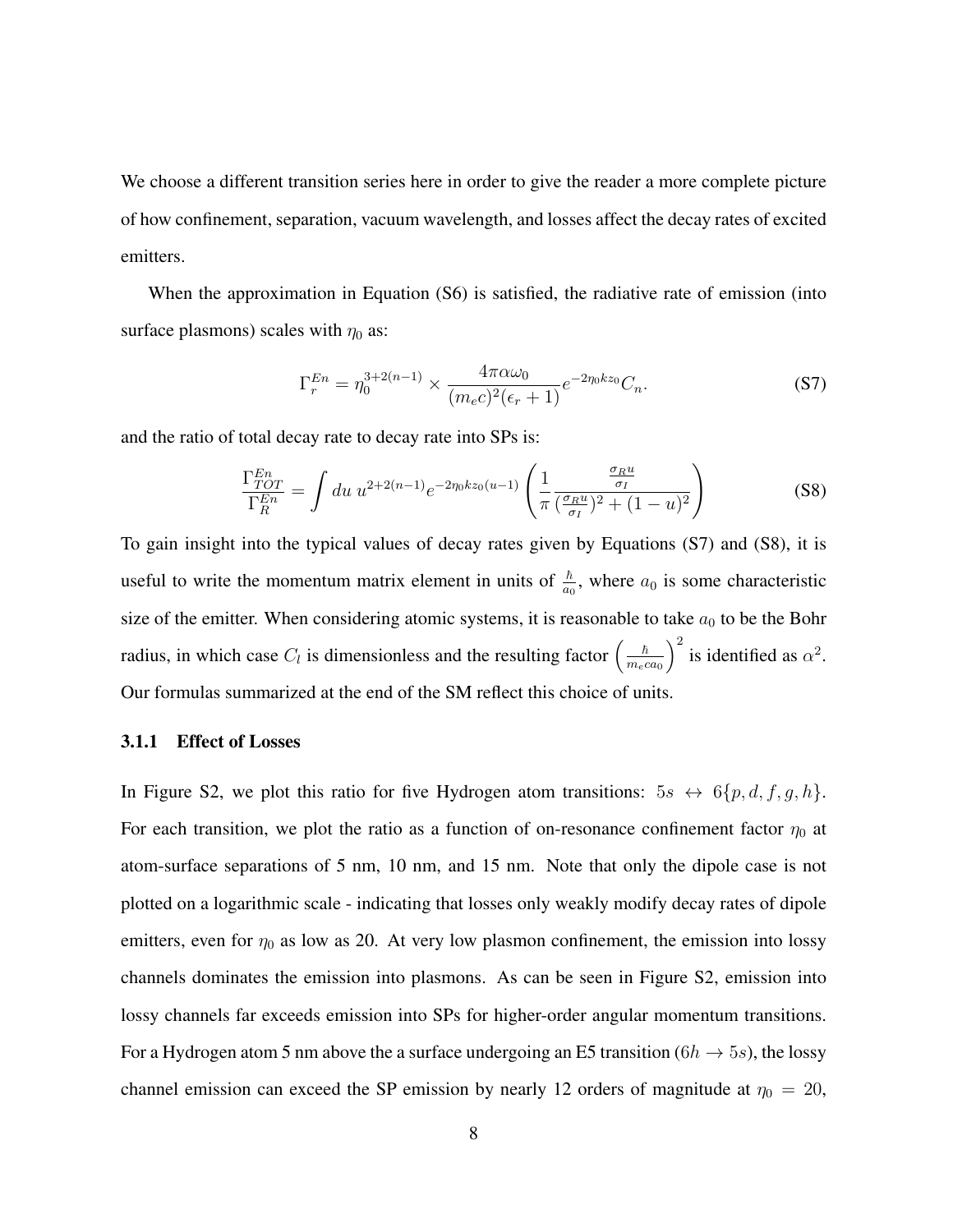We choose a different transition series here in order to give the reader a more complete picture of how confinement, separation, vacuum wavelength, and losses affect the decay rates of excited emitters.

When the approximation in Equation (S6) is satisfied, the radiative rate of emission (into surface plasmons) scales with $\eta_0$ as:

$$\Gamma_r^{En} = \eta_0^{3+2(n-1)} \times \frac{4\pi\alpha\omega_0}{(m_e c)^2(\epsilon_r + 1)} e^{-2\eta_0 k z_0} C_n. \tag{S7}$$

and the ratio of total decay rate to decay rate into SPs is:

$$\frac{\Gamma_{TOT}^{En}}{\Gamma_R^{En}} = \int du \; u^{2+2(n-1)} e^{-2\eta_0 k z_0 (u-1)} \left( \frac{1}{\pi} \frac{\frac{\sigma_R u}{\sigma_I}}{(\frac{\sigma_R u}{\sigma_I})^2 + (1-u)^2} \right) \tag{S8}$$

To gain insight into the typical values of decay rates given by Equations (S7) and (S8), it is useful to write the momentum matrix element in units of $\frac{\hbar}{a_0}$, where $a_0$ is some characteristic size of the emitter. When considering atomic systems, it is reasonable to take $a_0$ to be the Bohr radius, in which case $C_l$ is dimensionless and the resulting factor $\left(\frac{\hbar}{m_e c a_0}\right)^2$ is identified as $\alpha^2$. Our formulas summarized at the end of the SM reflect this choice of units.

### 3.1.1 Effect of Losses

In Figure S2, we plot this ratio for five Hydrogen atom transitions: $5s \leftrightarrow 6\{p, d, f, g, h\}$. For each transition, we plot the ratio as a function of on-resonance confinement factor $\eta_0$ at atom-surface separations of 5 nm, 10 nm, and 15 nm. Note that only the dipole case is not plotted on a logarithmic scale - indicating that losses only weakly modify decay rates of dipole emitters, even for $\eta_0$ as low as 20. At very low plasmon confinement, the emission into lossy channels dominates the emission into plasmons. As can be seen in Figure S2, emission into lossy channels far exceeds emission into SPs for higher-order angular momentum transitions. For a Hydrogen atom 5 nm above the a surface undergoing an E5 transition ($6h \rightarrow 5s$), the lossy channel emission can exceed the SP emission by nearly 12 orders of magnitude at $\eta_0 = 20$,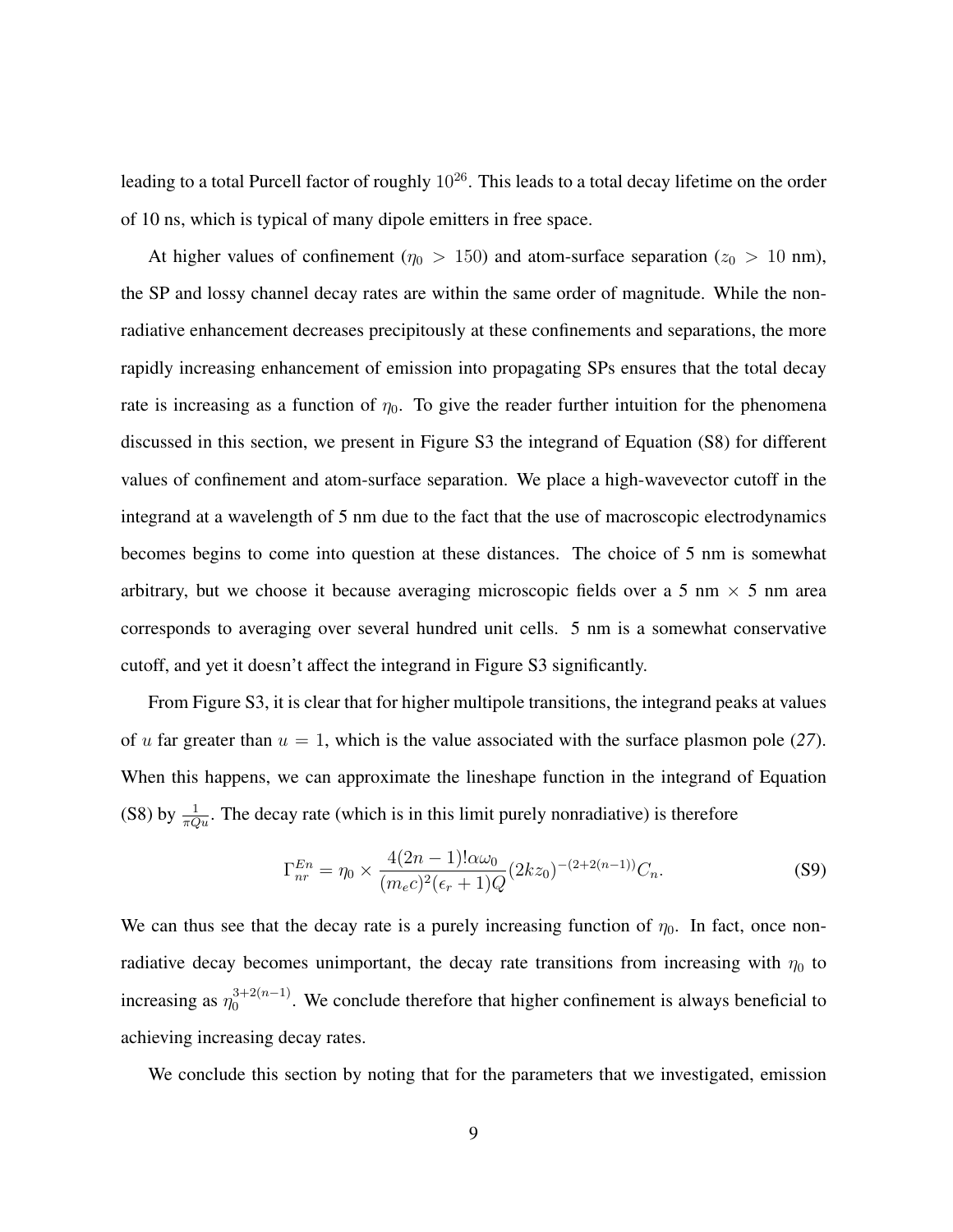leading to a total Purcell factor of roughly $10^{26}$. This leads to a total decay lifetime on the order of 10 ns, which is typical of many dipole emitters in free space.

At higher values of confinement ($\eta_0 > 150$) and atom-surface separation ($z_0 > 10$ nm), the SP and lossy channel decay rates are within the same order of magnitude. While the non-radiative enhancement decreases precipitously at these confinements and separations, the more rapidly increasing enhancement of emission into propagating SPs ensures that the total decay rate is increasing as a function of $\eta_0$. To give the reader further intuition for the phenomena discussed in this section, we present in Figure S3 the integrand of Equation (S8) for different values of confinement and atom-surface separation. We place a high-wavevector cutoff in the integrand at a wavelength of 5 nm due to the fact that the use of macroscopic electrodynamics becomes begins to come into question at these distances. The choice of 5 nm is somewhat arbitrary, but we choose it because averaging microscopic fields over a 5 nm $\times$ 5 nm area corresponds to averaging over several hundred unit cells. 5 nm is a somewhat conservative cutoff, and yet it doesn't affect the integrand in Figure S3 significantly.

From Figure S3, it is clear that for higher multipole transitions, the integrand peaks at values of $u$ far greater than $u = 1$, which is the value associated with the surface plasmon pole (*27*). When this happens, we can approximate the lineshape function in the integrand of Equation (S8) by $\frac{1}{\pi Q u}$. The decay rate (which is in this limit purely nonradiative) is therefore

$$\Gamma_{nr}^{En} = \eta_0 \times \frac{4(2n-1)!\alpha\omega_0}{(m_e c)^2(\epsilon_r + 1)Q}(2kz_0)^{-(2+2(n-1))}C_n. \tag{S9}$$

We can thus see that the decay rate is a purely increasing function of $\eta_0$. In fact, once non-radiative decay becomes unimportant, the decay rate transitions from increasing with $\eta_0$ to increasing as $\eta_0^{3+2(n-1)}$. We conclude therefore that higher confinement is always beneficial to achieving increasing decay rates.

We conclude this section by noting that for the parameters that we investigated, emission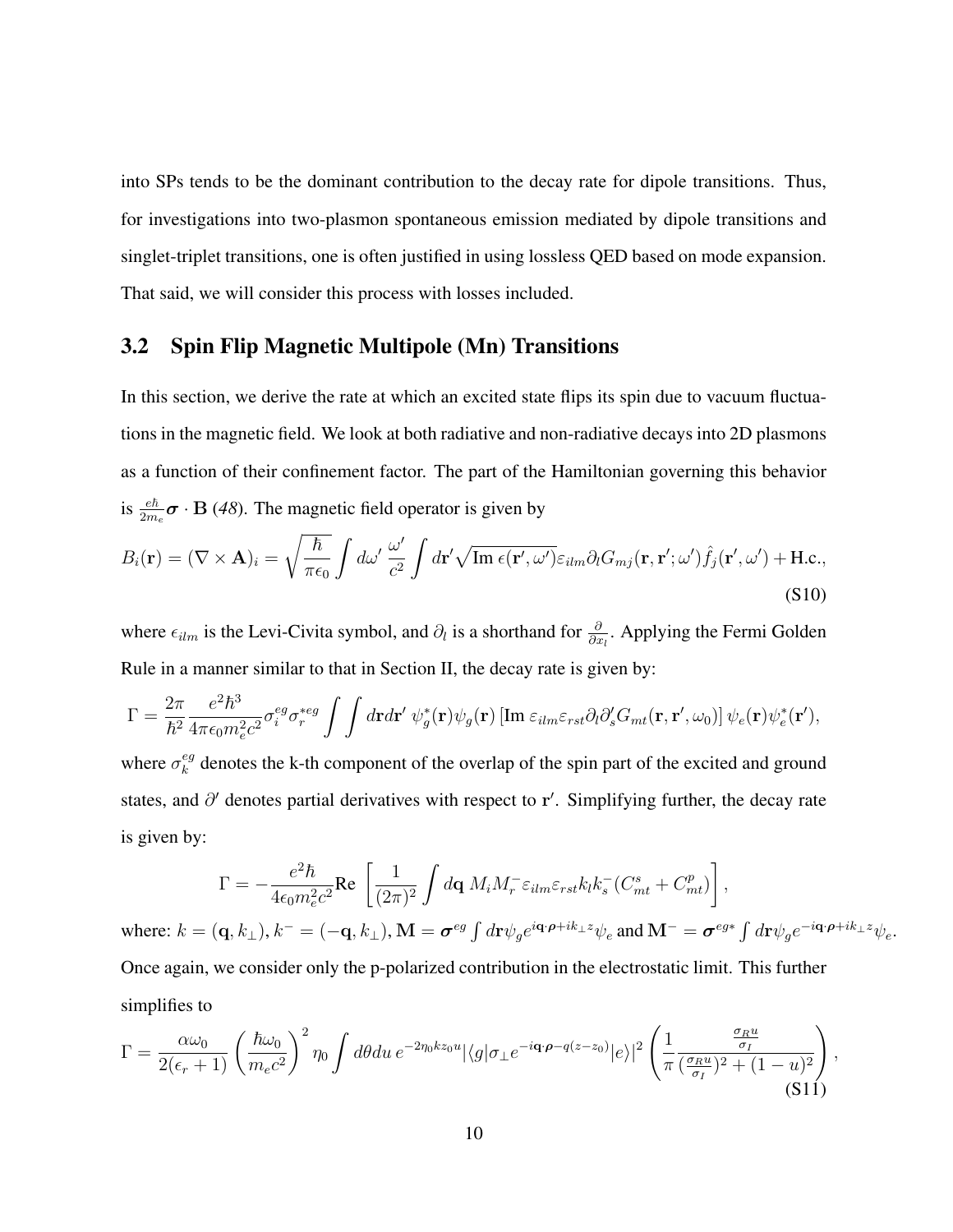into SPs tends to be the dominant contribution to the decay rate for dipole transitions. Thus, for investigations into two-plasmon spontaneous emission mediated by dipole transitions and singlet-triplet transitions, one is often justified in using lossless QED based on mode expansion. That said, we will consider this process with losses included.

## 3.2 Spin Flip Magnetic Multipole (Mn) Transitions

In this section, we derive the rate at which an excited state flips its spin due to vacuum fluctuations in the magnetic field. We look at both radiative and non-radiative decays into 2D plasmons as a function of their confinement factor. The part of the Hamiltonian governing this behavior is $\frac{e\hbar}{2m_e}\boldsymbol{\sigma}\cdot\mathbf{B}$ (*48*). The magnetic field operator is given by

$$B_i(\mathbf{r}) = (\nabla\times\mathbf{A})_i = \sqrt{\frac{\hbar}{\pi\epsilon_0}}\int d\omega'\,\frac{\omega'}{c^2}\int d\mathbf{r}'\sqrt{\mathrm{Im}\,\epsilon(\mathbf{r}',\omega')}\varepsilon_{ilm}\partial_l G_{mj}(\mathbf{r},\mathbf{r}';\omega')\hat{f}_j(\mathbf{r}',\omega') + \mathrm{H.c.}, \tag{S10}$$

where $\epsilon_{ilm}$ is the Levi-Civita symbol, and $\partial_l$ is a shorthand for $\frac{\partial}{\partial x_l}$. Applying the Fermi Golden Rule in a manner similar to that in Section II, the decay rate is given by:

$$\Gamma = \frac{2\pi}{\hbar^2}\frac{e^2\hbar^3}{4\pi\epsilon_0 m_e^2 c^2}\sigma_i^{eg}\sigma_r^{*eg}\int\int d\mathbf{r}d\mathbf{r}'\;\psi_g^*(\mathbf{r})\psi_g(\mathbf{r})\left[\mathrm{Im}\;\varepsilon_{ilm}\varepsilon_{rst}\partial_l\partial_s' G_{mt}(\mathbf{r},\mathbf{r}',\omega_0)\right]\psi_e(\mathbf{r})\psi_e^*(\mathbf{r}'),$$

where $\sigma_k^{eg}$ denotes the k-th component of the overlap of the spin part of the excited and ground states, and $\partial'$ denotes partial derivatives with respect to $\mathbf{r}'$. Simplifying further, the decay rate is given by:

$$\Gamma = -\frac{e^2\hbar}{4\epsilon_0 m_e^2 c^2}\mathrm{Re}\,\left[\frac{1}{(2\pi)^2}\int d\mathbf{q}\;M_i M_r^-\varepsilon_{ilm}\varepsilon_{rst}k_l k_s^-(C_{mt}^s + C_{mt}^p)\right],$$

where: $k = (\mathbf{q}, k_\perp)$, $k^- = (-\mathbf{q}, k_\perp)$, $\mathbf{M} = \boldsymbol{\sigma}^{eg}\int d\mathbf{r}\psi_g e^{i\mathbf{q}\cdot\boldsymbol{\rho}+ik_\perp z}\psi_e$ and $\mathbf{M}^- = \boldsymbol{\sigma}^{eg*}\int d\mathbf{r}\psi_g e^{-i\mathbf{q}\cdot\boldsymbol{\rho}+ik_\perp z}\psi_e$. Once again, we consider only the p-polarized contribution in the electrostatic limit. This further simplifies to

$$\Gamma = \frac{\alpha\omega_0}{2(\epsilon_r+1)}\left(\frac{\hbar\omega_0}{m_e c^2}\right)^2\eta_0\int d\theta du\, e^{-2\eta_0 k z_0 u}|\langle g|\sigma_\perp e^{-i\mathbf{q}\cdot\boldsymbol{\rho}-q(z-z_0)}|e\rangle|^2\left(\frac{1}{\pi}\frac{\frac{\sigma_R u}{\sigma_I}}{(\frac{\sigma_R u}{\sigma_I})^2+(1-u)^2}\right), \tag{S11}$$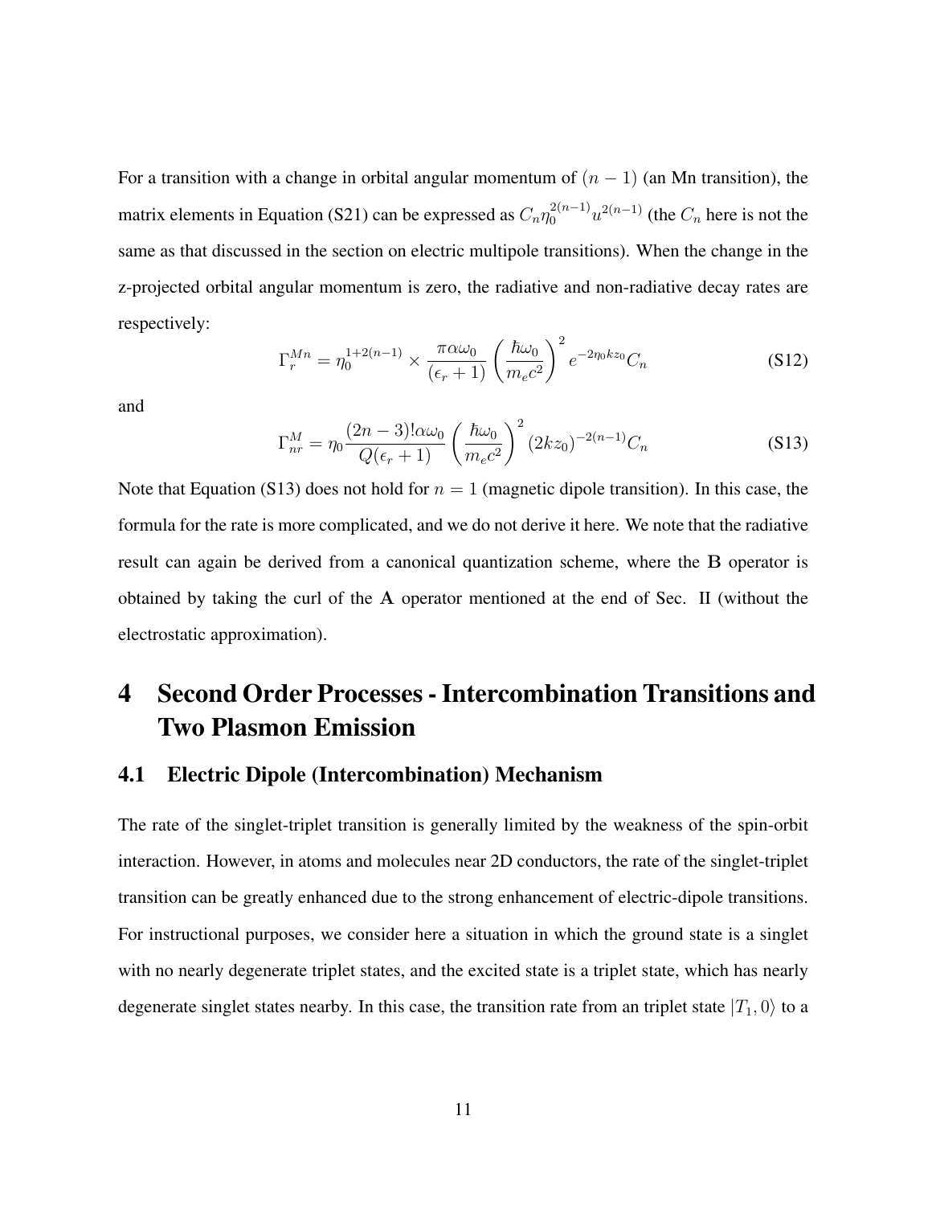For a transition with a change in orbital angular momentum of $(n-1)$ (an Mn transition), the matrix elements in Equation (S21) can be expressed as $C_n \eta_0^{2(n-1)} u^{2(n-1)}$ (the $C_n$ here is not the same as that discussed in the section on electric multipole transitions). When the change in the z-projected orbital angular momentum is zero, the radiative and non-radiative decay rates are respectively:

$$\Gamma_r^{Mn} = \eta_0^{1+2(n-1)} \times \frac{\pi \alpha \omega_0}{(\epsilon_r + 1)} \left( \frac{\hbar \omega_0}{m_e c^2} \right)^2 e^{-2\eta_0 k z_0} C_n \tag{S12}$$

and

$$\Gamma_{nr}^{M} = \eta_0 \frac{(2n-3)! \alpha \omega_0}{Q(\epsilon_r + 1)} \left( \frac{\hbar \omega_0}{m_e c^2} \right)^2 (2kz_0)^{-2(n-1)} C_n \tag{S13}$$

Note that Equation (S13) does not hold for $n = 1$ (magnetic dipole transition). In this case, the formula for the rate is more complicated, and we do not derive it here. We note that the radiative result can again be derived from a canonical quantization scheme, where the $\mathbf{B}$ operator is obtained by taking the curl of the $\mathbf{A}$ operator mentioned at the end of Sec. II (without the electrostatic approximation).

# 4 Second Order Processes - Intercombination Transitions and Two Plasmon Emission

## 4.1 Electric Dipole (Intercombination) Mechanism

The rate of the singlet-triplet transition is generally limited by the weakness of the spin-orbit interaction. However, in atoms and molecules near 2D conductors, the rate of the singlet-triplet transition can be greatly enhanced due to the strong enhancement of electric-dipole transitions. For instructional purposes, we consider here a situation in which the ground state is a singlet with no nearly degenerate triplet states, and the excited state is a triplet state, which has nearly degenerate singlet states nearby. In this case, the transition rate from an triplet state $|T_1, 0\rangle$ to a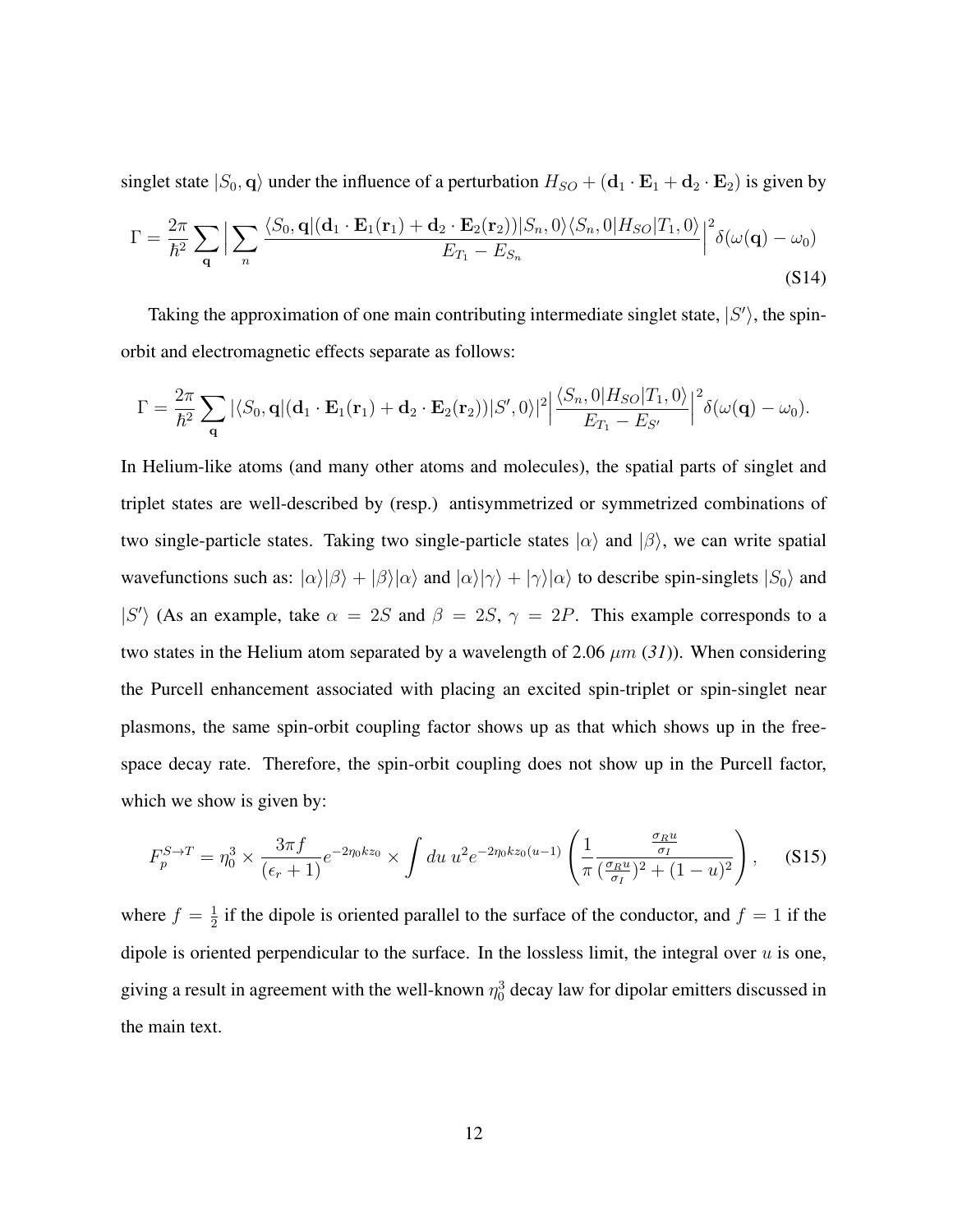singlet state $|S_0, \mathbf{q}\rangle$ under the influence of a perturbation $H_{SO} + (\mathbf{d}_1 \cdot \mathbf{E}_1 + \mathbf{d}_2 \cdot \mathbf{E}_2)$ is given by

$$\Gamma = \frac{2\pi}{\hbar^2} \sum_{\mathbf{q}} \Big| \sum_n \frac{\langle S_0, \mathbf{q}|(\mathbf{d}_1 \cdot \mathbf{E}_1(\mathbf{r}_1) + \mathbf{d}_2 \cdot \mathbf{E}_2(\mathbf{r}_2))|S_n, 0\rangle\langle S_n, 0|H_{SO}|T_1, 0\rangle}{E_{T_1} - E_{S_n}} \Big|^2 \delta(\omega(\mathbf{q}) - \omega_0) \tag{S14}$$

Taking the approximation of one main contributing intermediate singlet state, $|S'\rangle$, the spin-orbit and electromagnetic effects separate as follows:

$$\Gamma = \frac{2\pi}{\hbar^2} \sum_{\mathbf{q}} |\langle S_0, \mathbf{q}|(\mathbf{d}_1 \cdot \mathbf{E}_1(\mathbf{r}_1) + \mathbf{d}_2 \cdot \mathbf{E}_2(\mathbf{r}_2))|S', 0\rangle|^2 \Big| \frac{\langle S_n, 0|H_{SO}|T_1, 0\rangle}{E_{T_1} - E_{S'}} \Big|^2 \delta(\omega(\mathbf{q}) - \omega_0).$$

In Helium-like atoms (and many other atoms and molecules), the spatial parts of singlet and triplet states are well-described by (resp.) antisymmetrized or symmetrized combinations of two single-particle states. Taking two single-particle states $|\alpha\rangle$ and $|\beta\rangle$, we can write spatial wavefunctions such as: $|\alpha\rangle|\beta\rangle + |\beta\rangle|\alpha\rangle$ and $|\alpha\rangle|\gamma\rangle + |\gamma\rangle|\alpha\rangle$ to describe spin-singlets $|S_0\rangle$ and $|S'\rangle$ (As an example, take $\alpha = 2S$ and $\beta = 2S$, $\gamma = 2P$. This example corresponds to a two states in the Helium atom separated by a wavelength of 2.06 $\mu m$ (*31*)). When considering the Purcell enhancement associated with placing an excited spin-triplet or spin-singlet near plasmons, the same spin-orbit coupling factor shows up as that which shows up in the free-space decay rate. Therefore, the spin-orbit coupling does not show up in the Purcell factor, which we show is given by:

$$F_p^{S \to T} = \eta_0^3 \times \frac{3\pi f}{(\epsilon_r + 1)} e^{-2\eta_0 k z_0} \times \int du\, u^2 e^{-2\eta_0 k z_0 (u-1)} \left( \frac{1}{\pi} \frac{\frac{\sigma_R u}{\sigma_I}}{(\frac{\sigma_R u}{\sigma_I})^2 + (1-u)^2} \right), \tag{S15}$$

where $f = \frac{1}{2}$ if the dipole is oriented parallel to the surface of the conductor, and $f = 1$ if the dipole is oriented perpendicular to the surface. In the lossless limit, the integral over $u$ is one, giving a result in agreement with the well-known $\eta_0^3$ decay law for dipolar emitters discussed in the main text.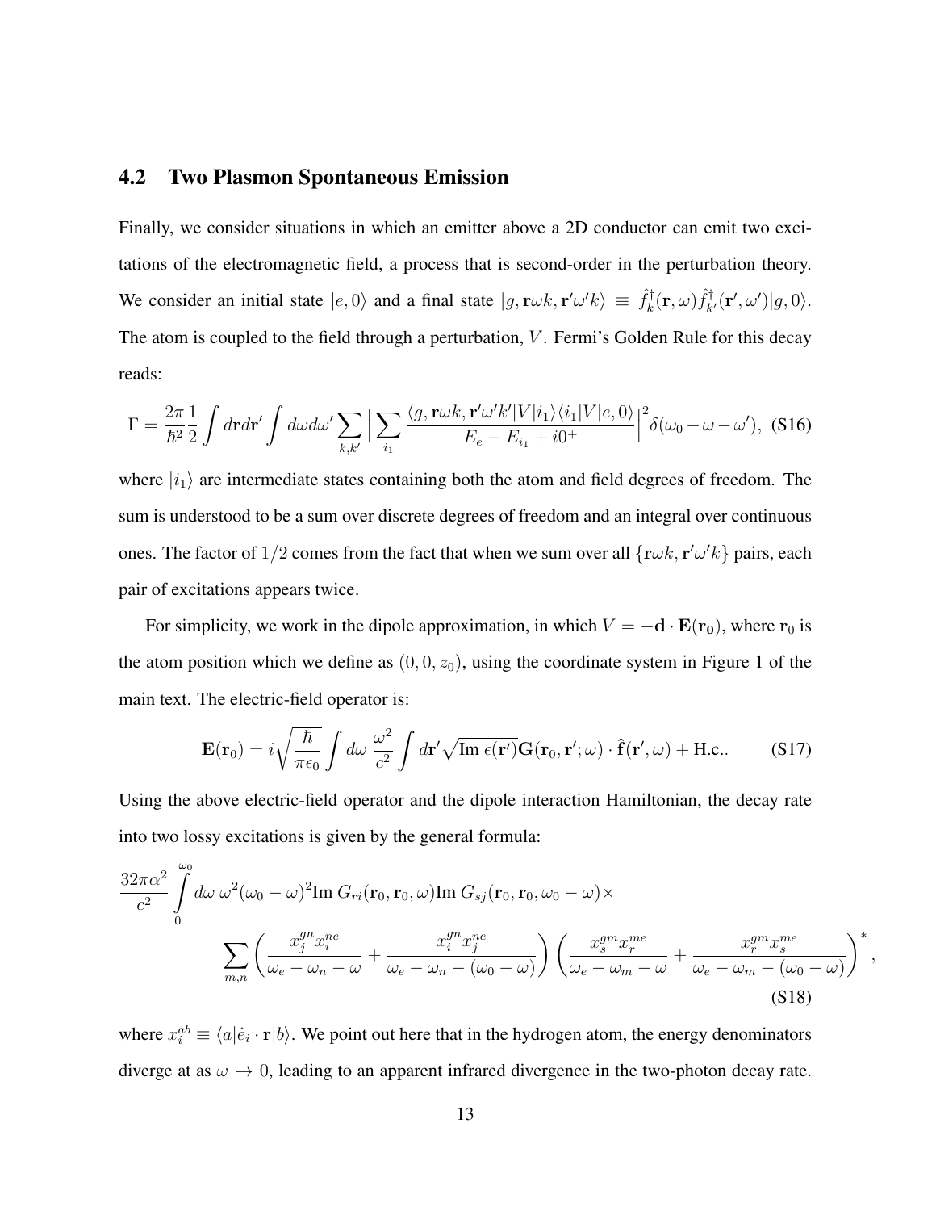### 4.2 Two Plasmon Spontaneous Emission

Finally, we consider situations in which an emitter above a 2D conductor can emit two excitations of the electromagnetic field, a process that is second-order in the perturbation theory. We consider an initial state $|e, 0\rangle$ and a final state $|g, \mathbf{r}\omega k, \mathbf{r}'\omega' k\rangle \equiv \hat{f}_k^\dagger(\mathbf{r}, \omega)\hat{f}_{k'}^\dagger(\mathbf{r}', \omega')|g, 0\rangle$. The atom is coupled to the field through a perturbation, $V$. Fermi's Golden Rule for this decay reads:

$$\Gamma = \frac{2\pi}{\hbar^2}\frac{1}{2}\int d\mathbf{r}d\mathbf{r}'\int d\omega d\omega' \sum_{k,k'}\Big|\sum_{i_1}\frac{\langle g, \mathbf{r}\omega k, \mathbf{r}'\omega' k'|V|i_1\rangle\langle i_1|V|e, 0\rangle}{E_e - E_{i_1} + i0^+}\Big|^2\delta(\omega_0 - \omega - \omega'), \quad \text{(S16)}$$

where $|i_1\rangle$ are intermediate states containing both the atom and field degrees of freedom. The sum is understood to be a sum over discrete degrees of freedom and an integral over continuous ones. The factor of $1/2$ comes from the fact that when we sum over all $\{\mathbf{r}\omega k, \mathbf{r}'\omega' k\}$ pairs, each pair of excitations appears twice.

For simplicity, we work in the dipole approximation, in which $V = -\mathbf{d}\cdot\mathbf{E}(\mathbf{r_0})$, where $\mathbf{r}_0$ is the atom position which we define as $(0, 0, z_0)$, using the coordinate system in Figure 1 of the main text. The electric-field operator is:

$$\mathbf{E}(\mathbf{r}_0) = i\sqrt{\frac{\hbar}{\pi\epsilon_0}}\int d\omega\, \frac{\omega^2}{c^2}\int d\mathbf{r}'\sqrt{\text{Im}\,\epsilon(\mathbf{r}')}\mathbf{G}(\mathbf{r}_0, \mathbf{r}'; \omega)\cdot\hat{\mathbf{f}}(\mathbf{r}', \omega) + \text{H.c.}. \quad \text{(S17)}$$

Using the above electric-field operator and the dipole interaction Hamiltonian, the decay rate into two lossy excitations is given by the general formula:

$$\frac{32\pi\alpha^2}{c^2}\int_0^{\omega_0} d\omega\, \omega^2(\omega_0 - \omega)^2 \text{Im}\, G_{ri}(\mathbf{r}_0, \mathbf{r}_0, \omega)\text{Im}\, G_{sj}(\mathbf{r}_0, \mathbf{r}_0, \omega_0 - \omega)\times$$
$$\sum_{m,n}\left(\frac{x_j^{gn}x_i^{ne}}{\omega_e - \omega_n - \omega} + \frac{x_i^{gn}x_j^{ne}}{\omega_e - \omega_n - (\omega_0 - \omega)}\right)\left(\frac{x_s^{gm}x_r^{me}}{\omega_e - \omega_m - \omega} + \frac{x_r^{gm}x_s^{me}}{\omega_e - \omega_m - (\omega_0 - \omega)}\right)^*, \quad \text{(S18)}$$

where $x_i^{ab} \equiv \langle a|\hat{e}_i\cdot\mathbf{r}|b\rangle$. We point out here that in the hydrogen atom, the energy denominators diverge at as $\omega \to 0$, leading to an apparent infrared divergence in the two-photon decay rate.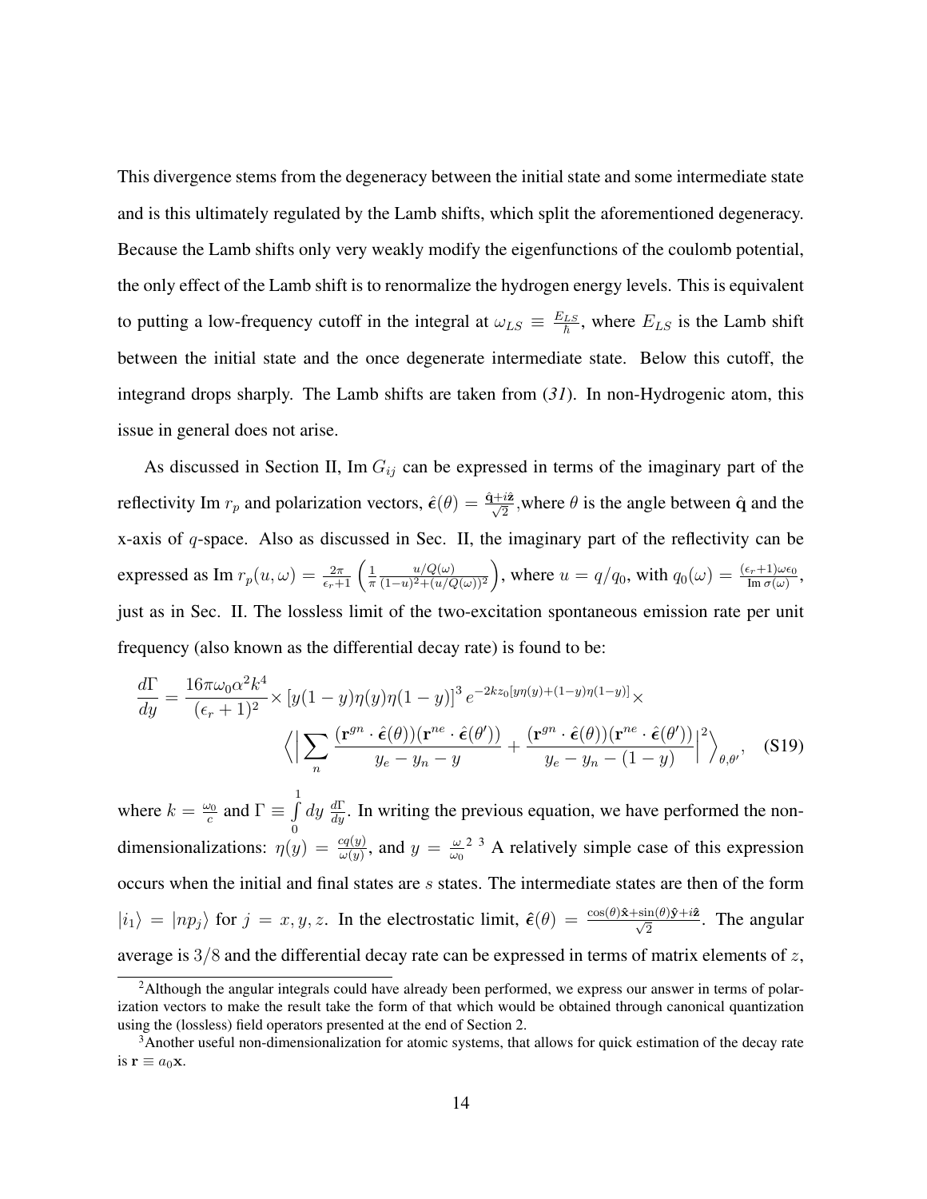This divergence stems from the degeneracy between the initial state and some intermediate state and is this ultimately regulated by the Lamb shifts, which split the aforementioned degeneracy. Because the Lamb shifts only very weakly modify the eigenfunctions of the coulomb potential, the only effect of the Lamb shift is to renormalize the hydrogen energy levels. This is equivalent to putting a low-frequency cutoff in the integral at $\omega_{LS} \equiv \frac{E_{LS}}{\hbar}$, where $E_{LS}$ is the Lamb shift between the initial state and the once degenerate intermediate state. Below this cutoff, the integrand drops sharply. The Lamb shifts are taken from (*31*). In non-Hydrogenic atom, this issue in general does not arise.

As discussed in Section II, Im $G_{ij}$ can be expressed in terms of the imaginary part of the reflectivity Im $r_p$ and polarization vectors, $\hat{\boldsymbol{\epsilon}}(\theta) = \frac{\hat{\mathbf{q}}+i\hat{\mathbf{z}}}{\sqrt{2}}$,where $\theta$ is the angle between $\hat{\mathbf{q}}$ and the x-axis of $q$-space. Also as discussed in Sec. II, the imaginary part of the reflectivity can be expressed as Im $r_p(u,\omega) = \frac{2\pi}{\epsilon_r+1}\left(\frac{1}{\pi}\frac{u/Q(\omega)}{(1-u)^2+(u/Q(\omega))^2}\right)$, where $u = q/q_0$, with $q_0(\omega) = \frac{(\epsilon_r+1)\omega\epsilon_0}{\text{Im }\sigma(\omega)}$, just as in Sec. II. The lossless limit of the two-excitation spontaneous emission rate per unit frequency (also known as the differential decay rate) is found to be:

$$\frac{d\Gamma}{dy} = \frac{16\pi\omega_0\alpha^2k^4}{(\epsilon_r+1)^2}\times\left[y(1-y)\eta(y)\eta(1-y)\right]^3 e^{-2kz_0[y\eta(y)+(1-y)\eta(1-y)]}\times \left\langle\Big|\sum_n \frac{(\mathbf{r}^{gn}\cdot\hat{\boldsymbol{\epsilon}}(\theta))(\mathbf{r}^{ne}\cdot\hat{\boldsymbol{\epsilon}}(\theta'))}{y_e-y_n-y} + \frac{(\mathbf{r}^{gn}\cdot\hat{\boldsymbol{\epsilon}}(\theta))(\mathbf{r}^{ne}\cdot\hat{\boldsymbol{\epsilon}}(\theta'))}{y_e-y_n-(1-y)}\Big|^2\right\rangle_{\theta,\theta'}, \quad \text{(S19)}$$

where $k = \frac{\omega_0}{c}$ and $\Gamma \equiv \int_0^1 dy\ \frac{d\Gamma}{dy}$. In writing the previous equation, we have performed the non-dimensionalizations: $\eta(y) = \frac{cq(y)}{\omega(y)}$, and $y = \frac{\omega}{\omega_0}$[2] [3] A relatively simple case of this expression occurs when the initial and final states are $s$ states. The intermediate states are then of the form $|i_1\rangle = |np_j\rangle$ for $j = x, y, z$. In the electrostatic limit, $\hat{\boldsymbol{\epsilon}}(\theta) = \frac{\cos(\theta)\hat{\mathbf{x}}+\sin(\theta)\hat{\mathbf{y}}+i\hat{\mathbf{z}}}{\sqrt{2}}$. The angular average is $3/8$ and the differential decay rate can be expressed in terms of matrix elements of $z$,

[2] Although the angular integrals could have already been performed, we express our answer in terms of polarization vectors to make the result take the form of that which would be obtained through canonical quantization using the (lossless) field operators presented at the end of Section 2.

[3] Another useful non-dimensionalization for atomic systems, that allows for quick estimation of the decay rate is $\mathbf{r} \equiv a_0\mathbf{x}$.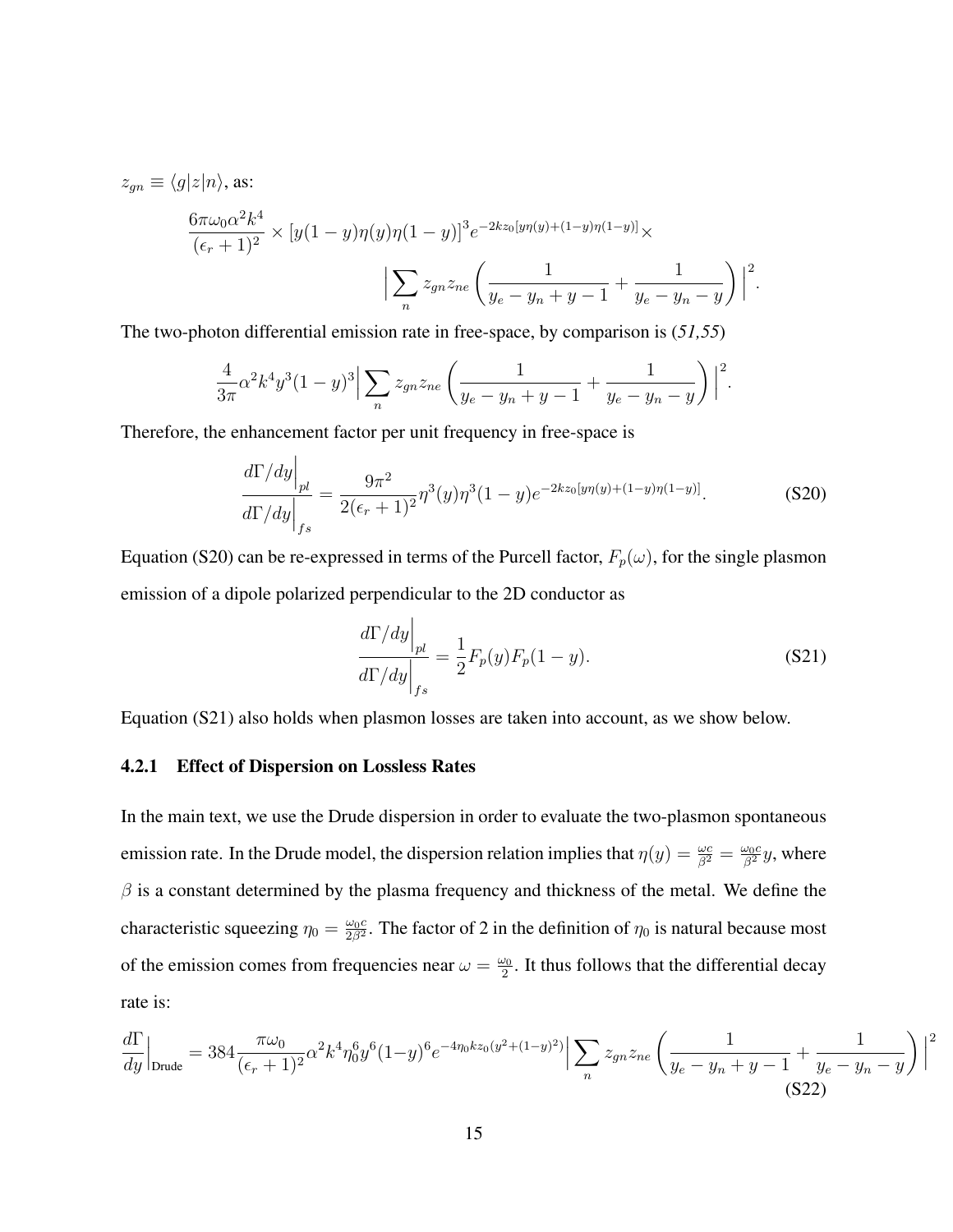$z_{gn} \equiv \langle g|z|n\rangle$, as:

$$\frac{6\pi\omega_0\alpha^2k^4}{(\epsilon_r+1)^2} \times \left[y(1-y)\eta(y)\eta(1-y)\right]^3 e^{-2kz_0[y\eta(y)+(1-y)\eta(1-y)]} \times \Big|\sum_n z_{gn}z_{ne}\left(\frac{1}{y_e-y_n+y-1}+\frac{1}{y_e-y_n-y}\right)\Big|^2.$$

The two-photon differential emission rate in free-space, by comparison is (*51,55*)

$$\frac{4}{3\pi}\alpha^2k^4y^3(1-y)^3\Big|\sum_n z_{gn}z_{ne}\left(\frac{1}{y_e-y_n+y-1}+\frac{1}{y_e-y_n-y}\right)\Big|^2.$$

Therefore, the enhancement factor per unit frequency in free-space is

$$\frac{d\Gamma/dy\Big|_{pl}}{d\Gamma/dy\Big|_{fs}} = \frac{9\pi^2}{2(\epsilon_r+1)^2}\eta^3(y)\eta^3(1-y)e^{-2kz_0[y\eta(y)+(1-y)\eta(1-y)]}. \tag{S20}$$

Equation (S20) can be re-expressed in terms of the Purcell factor, $F_p(\omega)$, for the single plasmon emission of a dipole polarized perpendicular to the 2D conductor as

$$\frac{d\Gamma/dy\Big|_{pl}}{d\Gamma/dy\Big|_{fs}} = \frac{1}{2}F_p(y)F_p(1-y). \tag{S21}$$

Equation (S21) also holds when plasmon losses are taken into account, as we show below.

### 4.2.1 Effect of Dispersion on Lossless Rates

In the main text, we use the Drude dispersion in order to evaluate the two-plasmon spontaneous emission rate. In the Drude model, the dispersion relation implies that $\eta(y) = \frac{\omega c}{\beta^2} = \frac{\omega_0 c}{\beta^2}y$, where $\beta$ is a constant determined by the plasma frequency and thickness of the metal. We define the characteristic squeezing $\eta_0 = \frac{\omega_0 c}{2\beta^2}$. The factor of 2 in the definition of $\eta_0$ is natural because most of the emission comes from frequencies near $\omega = \frac{\omega_0}{2}$. It thus follows that the differential decay rate is:

$$\frac{d\Gamma}{dy}\Big|_{\text{Drude}} = 384\frac{\pi\omega_0}{(\epsilon_r+1)^2}\alpha^2k^4\eta_0^6y^6(1-y)^6e^{-4\eta_0kz_0(y^2+(1-y)^2)}\Big|\sum_n z_{gn}z_{ne}\left(\frac{1}{y_e-y_n+y-1}+\frac{1}{y_e-y_n-y}\right)\Big|^2 \tag{S22}$$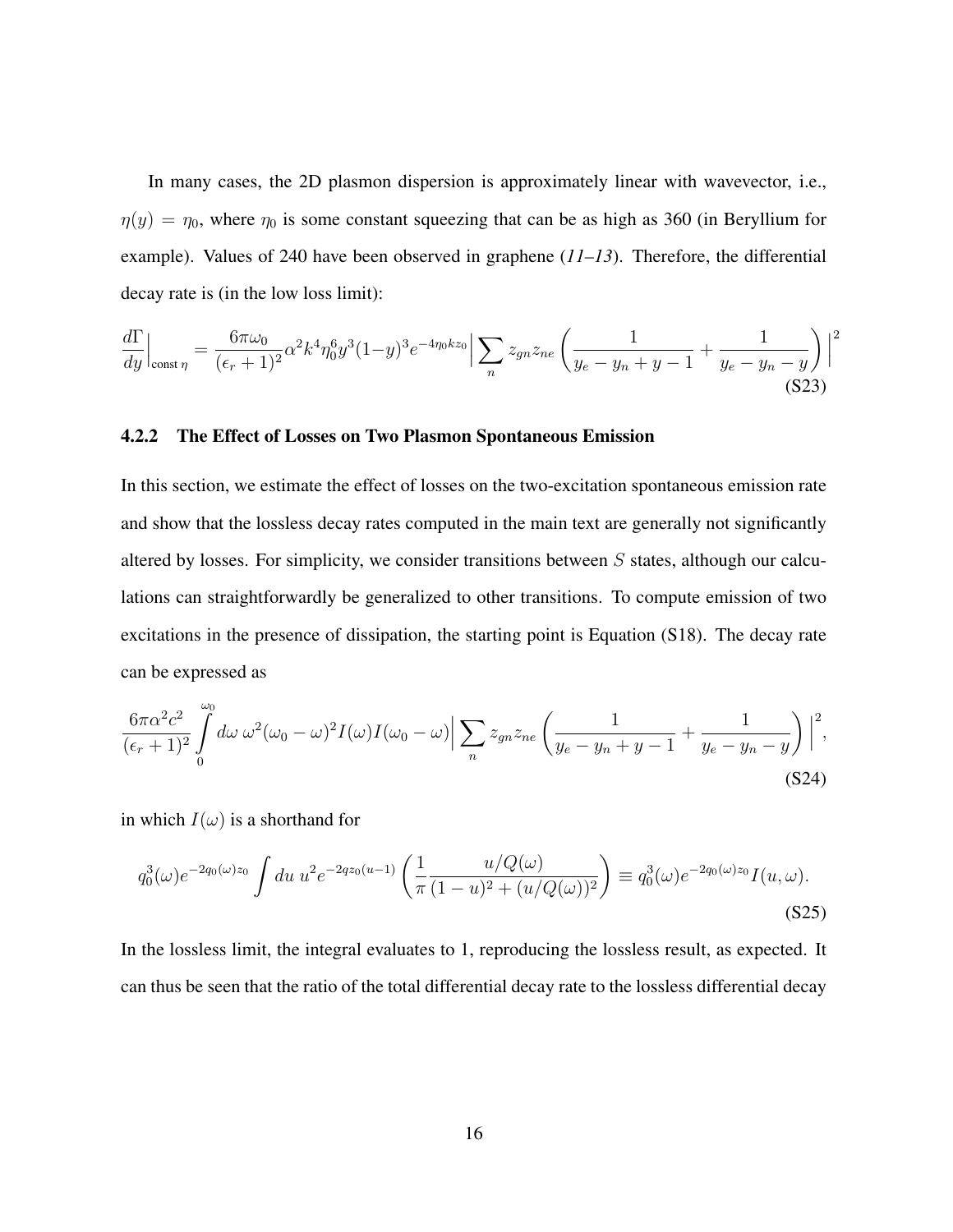In many cases, the 2D plasmon dispersion is approximately linear with wavevector, i.e., $\eta(y) = \eta_0$, where $\eta_0$ is some constant squeezing that can be as high as 360 (in Beryllium for example). Values of 240 have been observed in graphene (*11–13*). Therefore, the differential decay rate is (in the low loss limit):

$$\frac{d\Gamma}{dy}\Big|_{\text{const}\,\eta} = \frac{6\pi\omega_0}{(\epsilon_r+1)^2}\alpha^2 k^4 \eta_0^6 y^3 (1-y)^3 e^{-4\eta_0 k z_0}\Big|\sum_n z_{gn} z_{ne}\left(\frac{1}{y_e - y_n + y - 1} + \frac{1}{y_e - y_n - y}\right)\Big|^2 \tag{S23}$$

#### 4.2.2 The Effect of Losses on Two Plasmon Spontaneous Emission

In this section, we estimate the effect of losses on the two-excitation spontaneous emission rate and show that the lossless decay rates computed in the main text are generally not significantly altered by losses. For simplicity, we consider transitions between $S$ states, although our calculations can straightforwardly be generalized to other transitions. To compute emission of two excitations in the presence of dissipation, the starting point is Equation (S18). The decay rate can be expressed as

$$\frac{6\pi\alpha^2 c^2}{(\epsilon_r+1)^2}\int_0^{\omega_0} d\omega\, \omega^2(\omega_0-\omega)^2 I(\omega) I(\omega_0-\omega)\Big|\sum_n z_{gn} z_{ne}\left(\frac{1}{y_e - y_n + y - 1} + \frac{1}{y_e - y_n - y}\right)\Big|^2, \tag{S24}$$

in which $I(\omega)$ is a shorthand for

$$q_0^3(\omega) e^{-2q_0(\omega)z_0}\int du\; u^2 e^{-2qz_0(u-1)}\left(\frac{1}{\pi}\frac{u/Q(\omega)}{(1-u)^2 + (u/Q(\omega))^2}\right) \equiv q_0^3(\omega) e^{-2q_0(\omega)z_0} I(u,\omega). \tag{S25}$$

In the lossless limit, the integral evaluates to 1, reproducing the lossless result, as expected. It can thus be seen that the ratio of the total differential decay rate to the lossless differential decay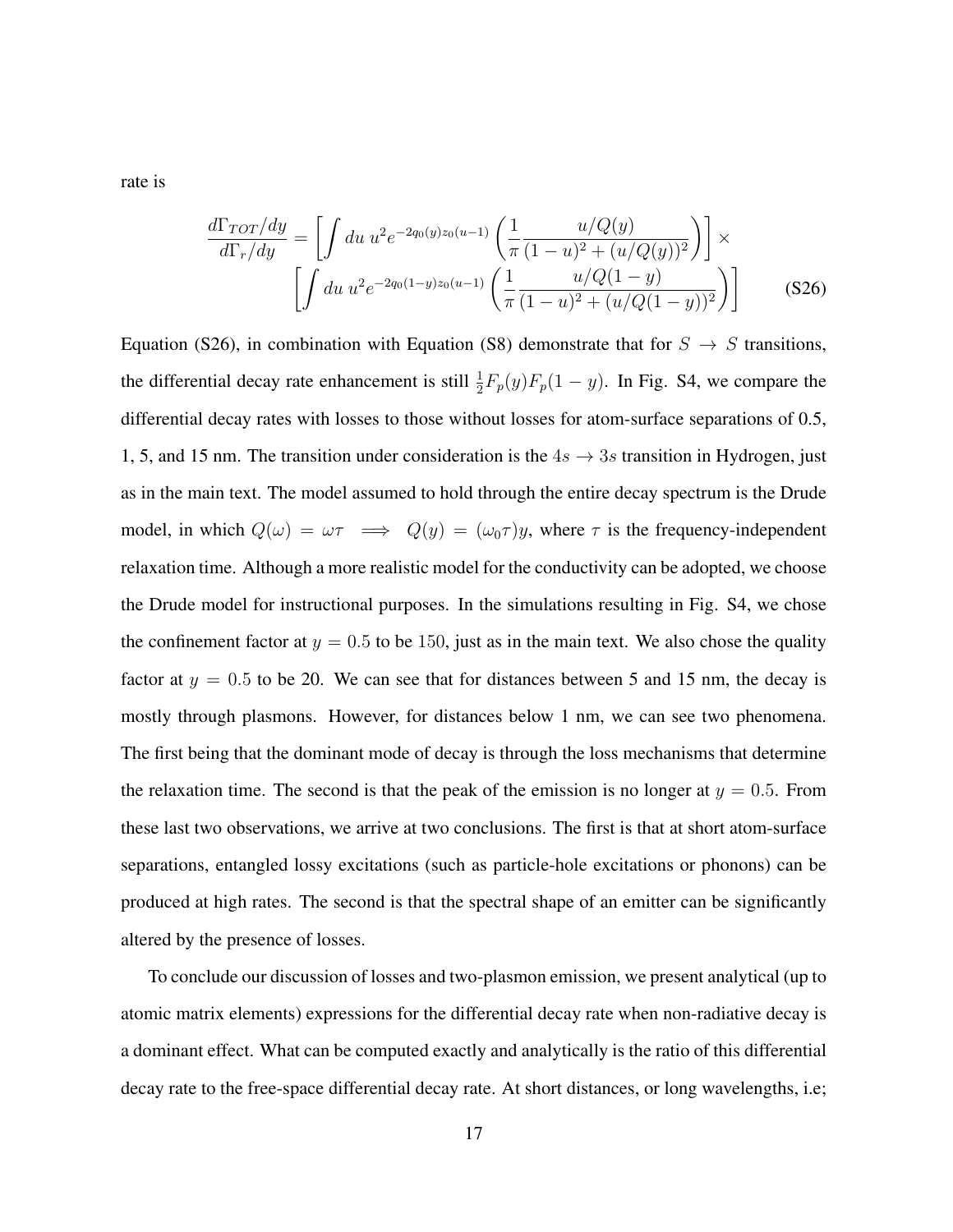rate is

$$\frac{d\Gamma_{TOT}/dy}{d\Gamma_r/dy} = \left[\int du\; u^2 e^{-2q_0(y)z_0(u-1)} \left(\frac{1}{\pi}\frac{u/Q(y)}{(1-u)^2 + (u/Q(y))^2}\right)\right] \times \left[\int du\; u^2 e^{-2q_0(1-y)z_0(u-1)} \left(\frac{1}{\pi}\frac{u/Q(1-y)}{(1-u)^2 + (u/Q(1-y))^2}\right)\right] \tag{S26}$$

Equation (S26), in combination with Equation (S8) demonstrate that for $S \to S$ transitions, the differential decay rate enhancement is still $\frac{1}{2}F_p(y)F_p(1-y)$. In Fig. S4, we compare the differential decay rates with losses to those without losses for atom-surface separations of 0.5, 1, 5, and 15 nm. The transition under consideration is the $4s \to 3s$ transition in Hydrogen, just as in the main text. The model assumed to hold through the entire decay spectrum is the Drude model, in which $Q(\omega) = \omega\tau \implies Q(y) = (\omega_0\tau)y$, where $\tau$ is the frequency-independent relaxation time. Although a more realistic model for the conductivity can be adopted, we choose the Drude model for instructional purposes. In the simulations resulting in Fig. S4, we chose the confinement factor at $y = 0.5$ to be $150$, just as in the main text. We also chose the quality factor at $y = 0.5$ to be 20. We can see that for distances between 5 and 15 nm, the decay is mostly through plasmons. However, for distances below 1 nm, we can see two phenomena. The first being that the dominant mode of decay is through the loss mechanisms that determine the relaxation time. The second is that the peak of the emission is no longer at $y = 0.5$. From these last two observations, we arrive at two conclusions. The first is that at short atom-surface separations, entangled lossy excitations (such as particle-hole excitations or phonons) can be produced at high rates. The second is that the spectral shape of an emitter can be significantly altered by the presence of losses.

To conclude our discussion of losses and two-plasmon emission, we present analytical (up to atomic matrix elements) expressions for the differential decay rate when non-radiative decay is a dominant effect. What can be computed exactly and analytically is the ratio of this differential decay rate to the free-space differential decay rate. At short distances, or long wavelengths, i.e;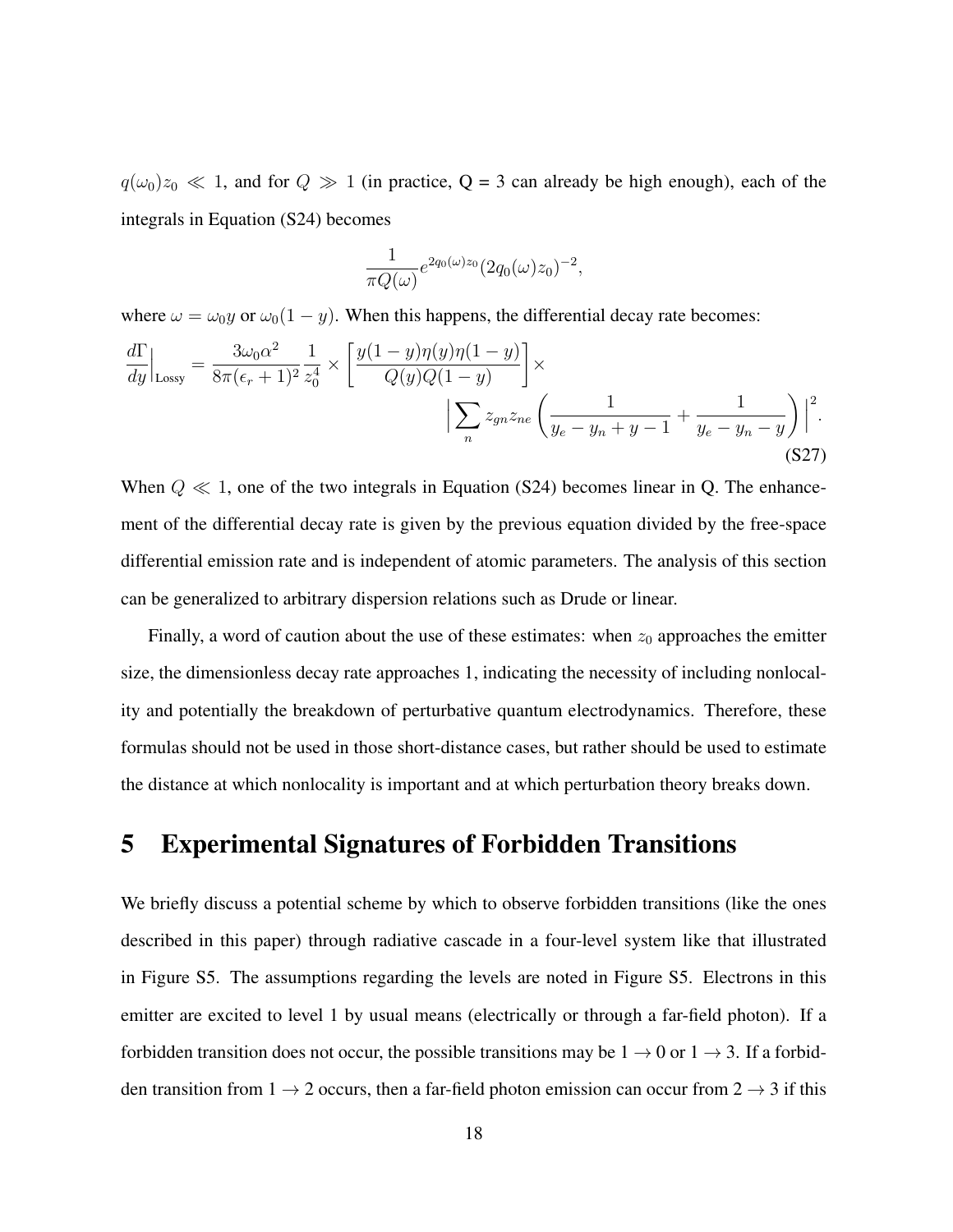$q(\omega_0)z_0 \ll 1$, and for $Q \gg 1$ (in practice, Q = 3 can already be high enough), each of the integrals in Equation (S24) becomes

$$\frac{1}{\pi Q(\omega)} e^{2q_0(\omega)z_0}(2q_0(\omega)z_0)^{-2},$$

where $\omega = \omega_0 y$ or $\omega_0(1-y)$. When this happens, the differential decay rate becomes:

$$\frac{d\Gamma}{dy}\Big|_{\text{Lossy}} = \frac{3\omega_0\alpha^2}{8\pi(\epsilon_r+1)^2}\frac{1}{z_0^4} \times \left[\frac{y(1-y)\eta(y)\eta(1-y)}{Q(y)Q(1-y)}\right] \times \Big|\sum_n z_{gn}z_{ne}\left(\frac{1}{y_e - y_n + y - 1} + \frac{1}{y_e - y_n - y}\right)\Big|^2. \tag{S27}$$

When $Q \ll 1$, one of the two integrals in Equation (S24) becomes linear in Q. The enhancement of the differential decay rate is given by the previous equation divided by the free-space differential emission rate and is independent of atomic parameters. The analysis of this section can be generalized to arbitrary dispersion relations such as Drude or linear.

Finally, a word of caution about the use of these estimates: when $z_0$ approaches the emitter size, the dimensionless decay rate approaches 1, indicating the necessity of including nonlocality and potentially the breakdown of perturbative quantum electrodynamics. Therefore, these formulas should not be used in those short-distance cases, but rather should be used to estimate the distance at which nonlocality is important and at which perturbation theory breaks down.

# 5 Experimental Signatures of Forbidden Transitions

We briefly discuss a potential scheme by which to observe forbidden transitions (like the ones described in this paper) through radiative cascade in a four-level system like that illustrated in Figure S5. The assumptions regarding the levels are noted in Figure S5. Electrons in this emitter are excited to level 1 by usual means (electrically or through a far-field photon). If a forbidden transition does not occur, the possible transitions may be $1 \to 0$ or $1 \to 3$. If a forbidden transition from $1 \to 2$ occurs, then a far-field photon emission can occur from $2 \to 3$ if this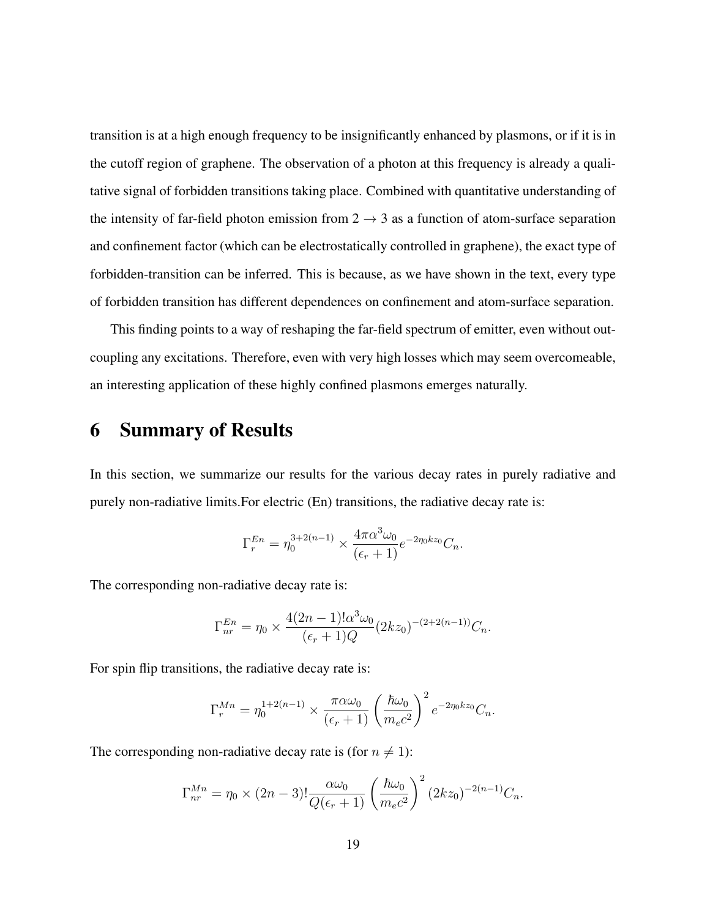transition is at a high enough frequency to be insignificantly enhanced by plasmons, or if it is in the cutoff region of graphene. The observation of a photon at this frequency is already a qualitative signal of forbidden transitions taking place. Combined with quantitative understanding of the intensity of far-field photon emission from $2 \rightarrow 3$ as a function of atom-surface separation and confinement factor (which can be electrostatically controlled in graphene), the exact type of forbidden-transition can be inferred. This is because, as we have shown in the text, every type of forbidden transition has different dependences on confinement and atom-surface separation.

This finding points to a way of reshaping the far-field spectrum of emitter, even without outcoupling any excitations. Therefore, even with very high losses which may seem overcomeable, an interesting application of these highly confined plasmons emerges naturally.

# 6 Summary of Results

In this section, we summarize our results for the various decay rates in purely radiative and purely non-radiative limits.For electric (En) transitions, the radiative decay rate is:

$$\Gamma_r^{En} = \eta_0^{3+2(n-1)} \times \frac{4\pi\alpha^3\omega_0}{(\epsilon_r+1)} e^{-2\eta_0 k z_0} C_n.$$

The corresponding non-radiative decay rate is:

$$\Gamma_{nr}^{En} = \eta_0 \times \frac{4(2n-1)!\alpha^3\omega_0}{(\epsilon_r+1)Q} (2kz_0)^{-(2+2(n-1))} C_n.$$

For spin flip transitions, the radiative decay rate is:

$$\Gamma_r^{Mn} = \eta_0^{1+2(n-1)} \times \frac{\pi\alpha\omega_0}{(\epsilon_r+1)} \left(\frac{\hbar\omega_0}{m_e c^2}\right)^2 e^{-2\eta_0 k z_0} C_n.$$

The corresponding non-radiative decay rate is (for $n \neq 1$):

$$\Gamma_{nr}^{Mn} = \eta_0 \times (2n-3)! \frac{\alpha\omega_0}{Q(\epsilon_r+1)} \left(\frac{\hbar\omega_0}{m_e c^2}\right)^2 (2kz_0)^{-2(n-1)} C_n.$$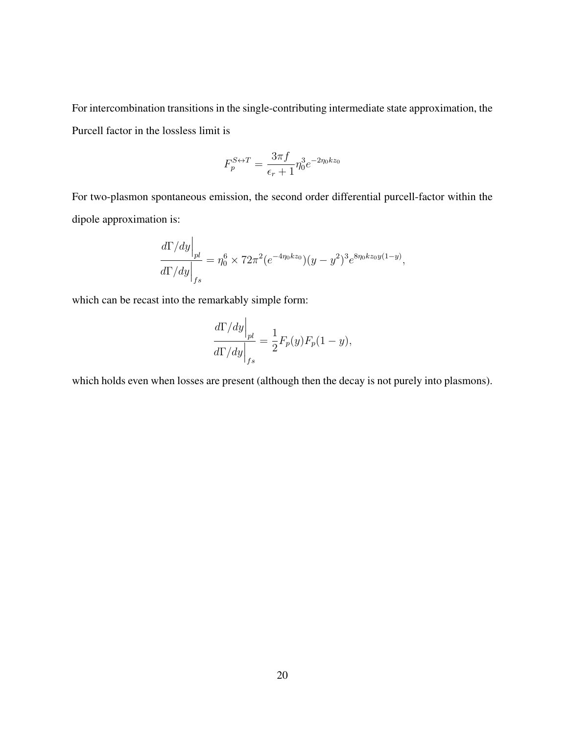For intercombination transitions in the single-contributing intermediate state approximation, the Purcell factor in the lossless limit is

$$F_p^{S \leftrightarrow T} = \frac{3\pi f}{\epsilon_r + 1} \eta_0^3 e^{-2\eta_0 k z_0}$$

For two-plasmon spontaneous emission, the second order differential purcell-factor within the dipole approximation is:

$$\frac{d\Gamma/dy\Big|_{pl}}{d\Gamma/dy\Big|_{fs}} = \eta_0^6 \times 72\pi^2 (e^{-4\eta_0 k z_0})(y - y^2)^3 e^{8\eta_0 k z_0 y(1-y)},$$

which can be recast into the remarkably simple form:

$$\frac{d\Gamma/dy\Big|_{pl}}{d\Gamma/dy\Big|_{fs}} = \frac{1}{2} F_p(y) F_p(1-y),$$

which holds even when losses are present (although then the decay is not purely into plasmons).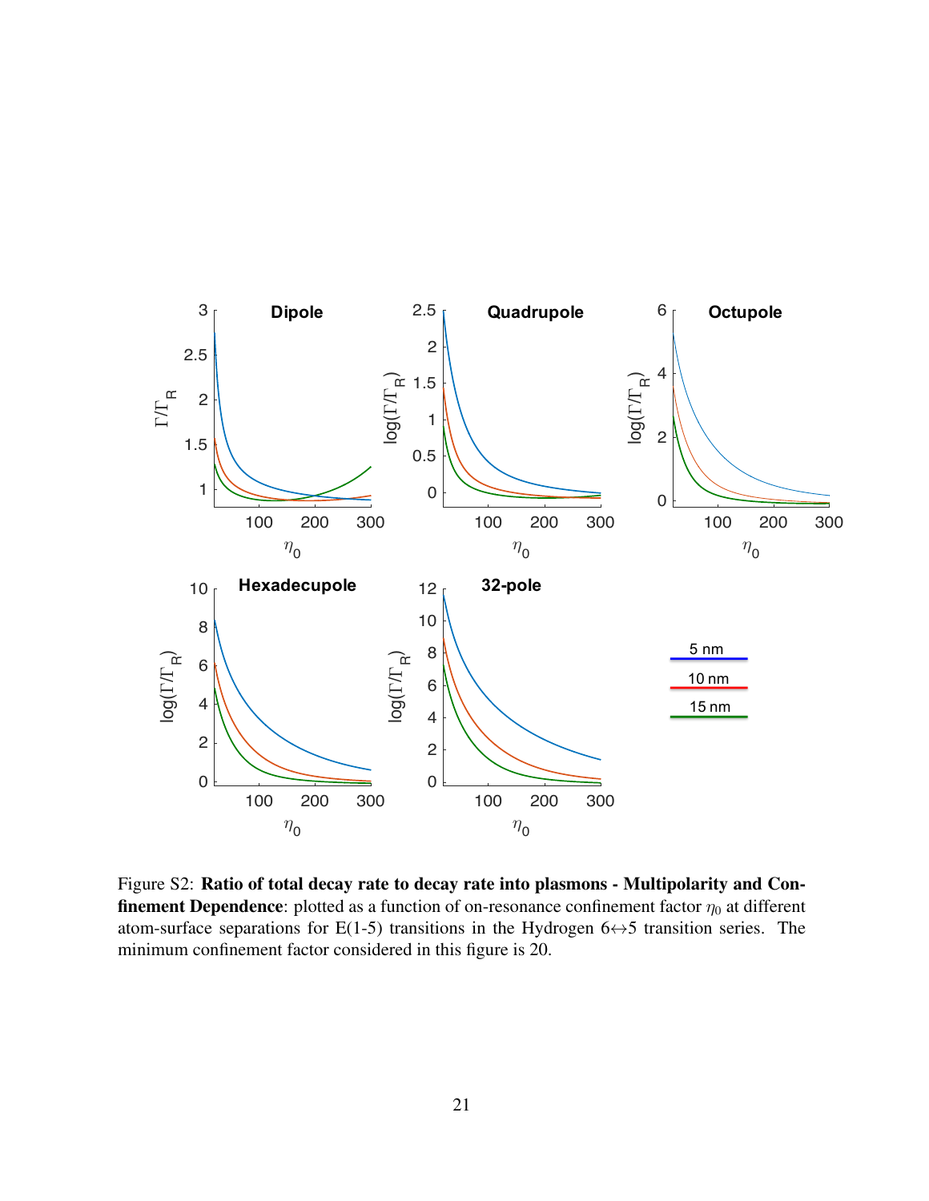Figure S2: **Ratio of total decay rate to decay rate into plasmons - Multipolarity and Confinement Dependence**: plotted as a function of on-resonance confinement factor $\eta_0$ at different atom-surface separations for E(1-5) transitions in the Hydrogen $6 \leftrightarrow 5$ transition series. The minimum confinement factor considered in this figure is 20.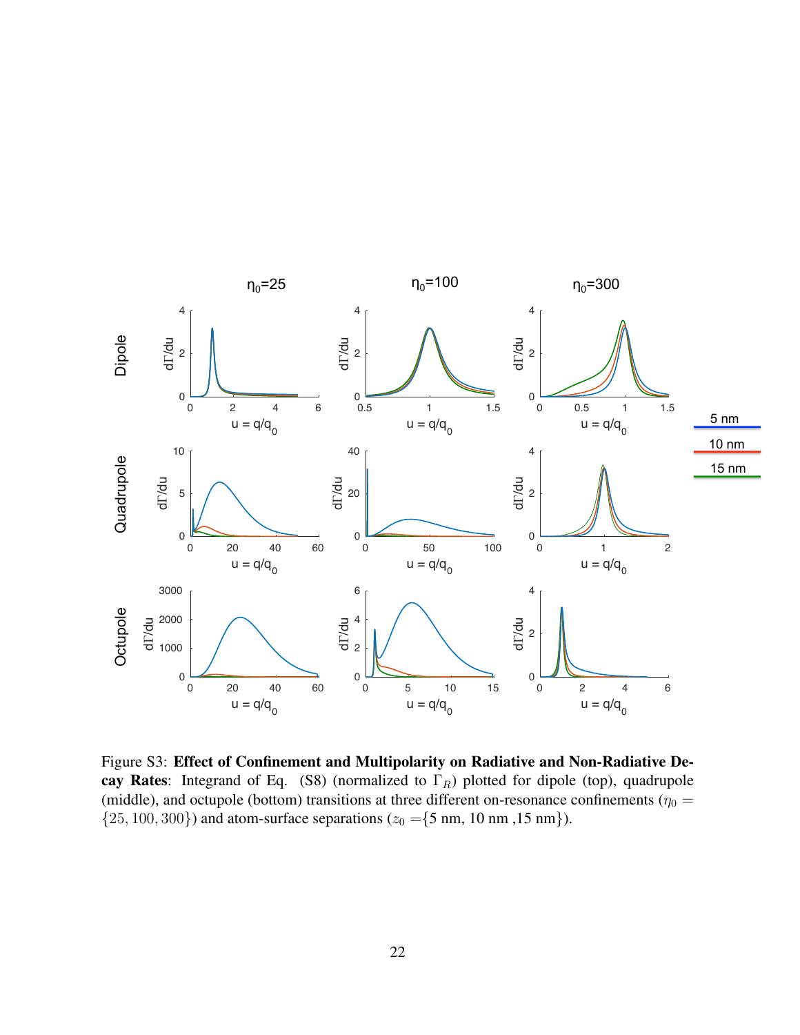Figure S3: **Effect of Confinement and Multipolarity on Radiative and Non-Radiative Decay Rates**: Integrand of Eq. (S8) (normalized to $\Gamma_R$) plotted for dipole (top), quadrupole (middle), and octupole (bottom) transitions at three different on-resonance confinements ($\eta_0 = \{25, 100, 300\}$) and atom-surface separations ($z_0 = \{5$ nm, 10 nm ,15 nm$\}$).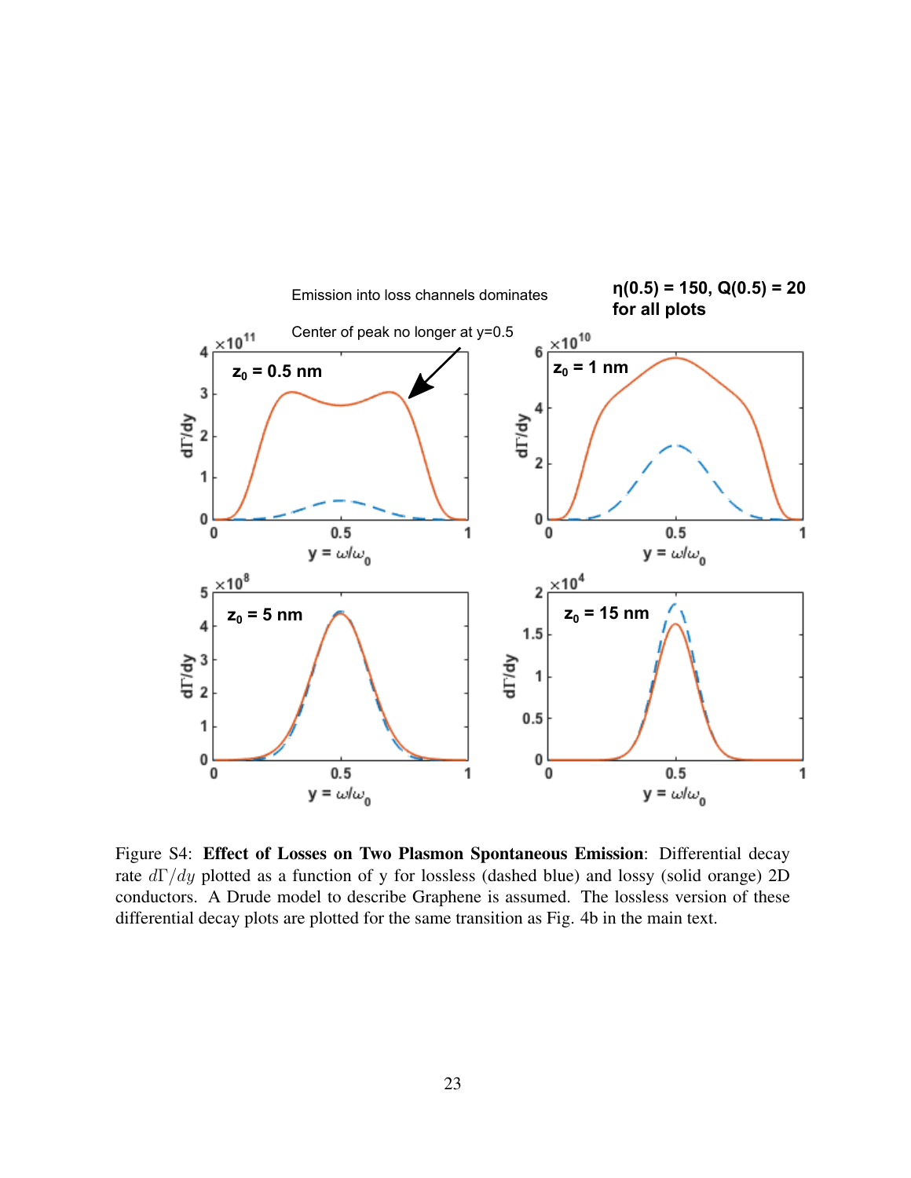Figure S4: **Effect of Losses on Two Plasmon Spontaneous Emission**: Differential decay rate $d\Gamma/dy$ plotted as a function of y for lossless (dashed blue) and lossy (solid orange) 2D conductors. A Drude model to describe Graphene is assumed. The lossless version of these differential decay plots are plotted for the same transition as Fig. 4b in the main text.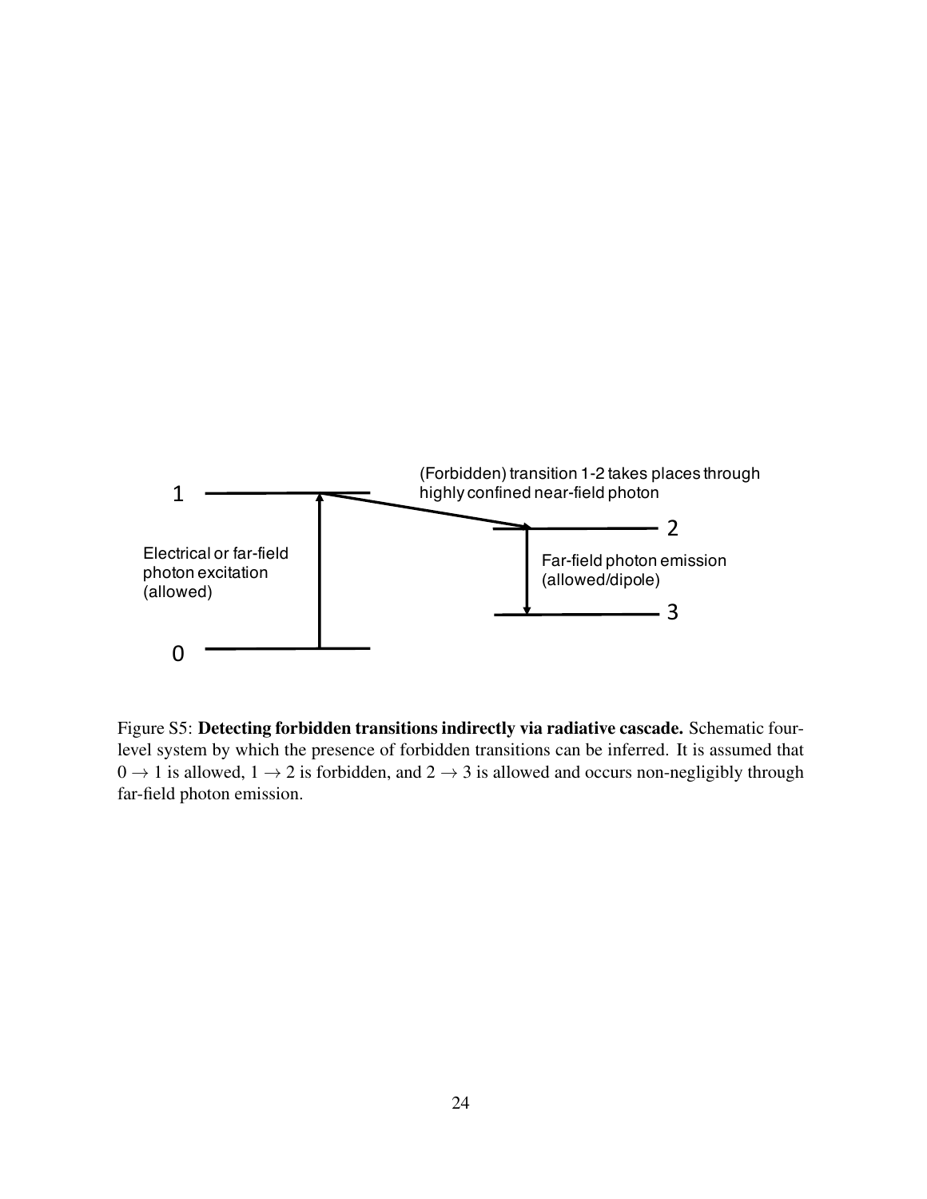Figure S5: **Detecting forbidden transitions indirectly via radiative cascade.** Schematic four-level system by which the presence of forbidden transitions can be inferred. It is assumed that $0 \rightarrow 1$ is allowed, $1 \rightarrow 2$ is forbidden, and $2 \rightarrow 3$ is allowed and occurs non-negligibly through far-field photon emission.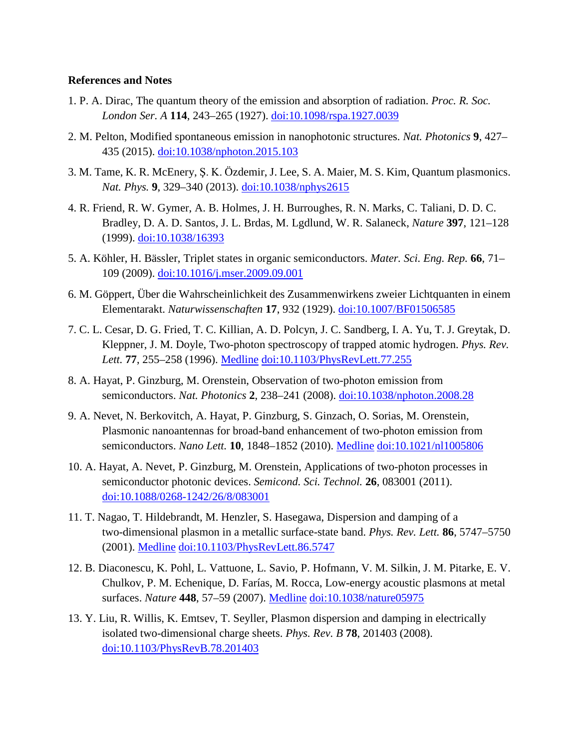**References and Notes**

1. P. A. Dirac, The quantum theory of the emission and absorption of radiation. *Proc. R. Soc. London Ser. A* **114**, 243–265 (1927). doi:10.1098/rspa.1927.0039

2. M. Pelton, Modified spontaneous emission in nanophotonic structures. *Nat. Photonics* **9**, 427–435 (2015). doi:10.1038/nphoton.2015.103

3. M. Tame, K. R. McEnery, Ş. K. Özdemir, J. Lee, S. A. Maier, M. S. Kim, Quantum plasmonics. *Nat. Phys.* **9**, 329–340 (2013). doi:10.1038/nphys2615

4. R. Friend, R. W. Gymer, A. B. Holmes, J. H. Burroughes, R. N. Marks, C. Taliani, D. D. C. Bradley, D. A. D. Santos, J. L. Brdas, M. Lgdlund, W. R. Salaneck, *Nature* **397**, 121–128 (1999). doi:10.1038/16393

5. A. Köhler, H. Bässler, Triplet states in organic semiconductors. *Mater. Sci. Eng. Rep.* **66**, 71–109 (2009). doi:10.1016/j.mser.2009.09.001

6. M. Göppert, Über die Wahrscheinlichkeit des Zusammenwirkens zweier Lichtquanten in einem Elementarakt. *Naturwissenschaften* **17**, 932 (1929). doi:10.1007/BF01506585

7. C. L. Cesar, D. G. Fried, T. C. Killian, A. D. Polcyn, J. C. Sandberg, I. A. Yu, T. J. Greytak, D. Kleppner, J. M. Doyle, Two-photon spectroscopy of trapped atomic hydrogen. *Phys. Rev. Lett.* **77**, 255–258 (1996). Medline doi:10.1103/PhysRevLett.77.255

8. A. Hayat, P. Ginzburg, M. Orenstein, Observation of two-photon emission from semiconductors. *Nat. Photonics* **2**, 238–241 (2008). doi:10.1038/nphoton.2008.28

9. A. Nevet, N. Berkovitch, A. Hayat, P. Ginzburg, S. Ginzach, O. Sorias, M. Orenstein, Plasmonic nanoantennas for broad-band enhancement of two-photon emission from semiconductors. *Nano Lett.* **10**, 1848–1852 (2010). Medline doi:10.1021/nl1005806

10. A. Hayat, A. Nevet, P. Ginzburg, M. Orenstein, Applications of two-photon processes in semiconductor photonic devices. *Semicond. Sci. Technol.* **26**, 083001 (2011). doi:10.1088/0268-1242/26/8/083001

11. T. Nagao, T. Hildebrandt, M. Henzler, S. Hasegawa, Dispersion and damping of a two-dimensional plasmon in a metallic surface-state band. *Phys. Rev. Lett.* **86**, 5747–5750 (2001). Medline doi:10.1103/PhysRevLett.86.5747

12. B. Diaconescu, K. Pohl, L. Vattuone, L. Savio, P. Hofmann, V. M. Silkin, J. M. Pitarke, E. V. Chulkov, P. M. Echenique, D. Farías, M. Rocca, Low-energy acoustic plasmons at metal surfaces. *Nature* **448**, 57–59 (2007). Medline doi:10.1038/nature05975

13. Y. Liu, R. Willis, K. Emtsev, T. Seyller, Plasmon dispersion and damping in electrically isolated two-dimensional charge sheets. *Phys. Rev. B* **78**, 201403 (2008). doi:10.1103/PhysRevB.78.201403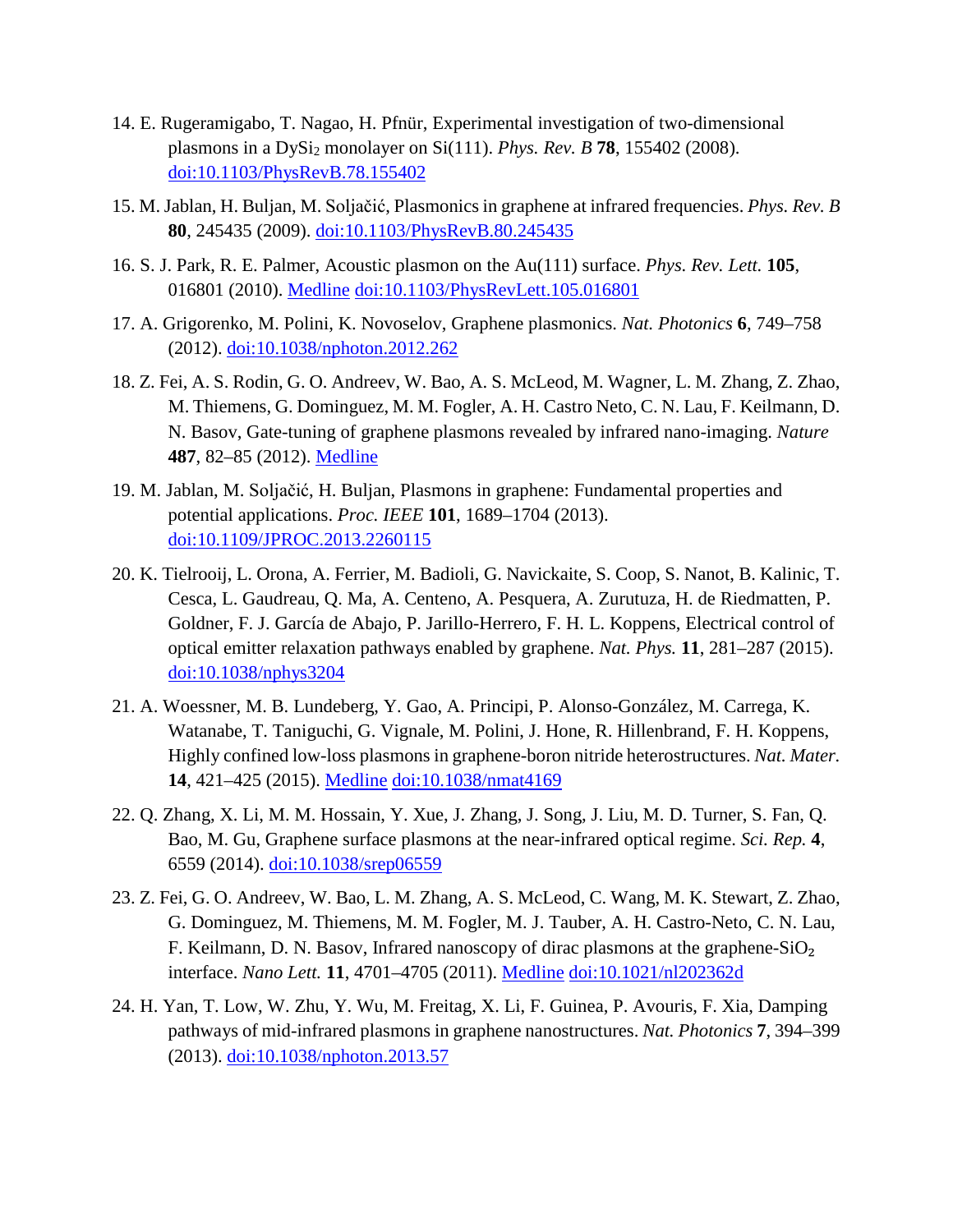14. E. Rugeramigabo, T. Nagao, H. Pfnür, Experimental investigation of two-dimensional plasmons in a $DySi_2$ monolayer on Si(111). *Phys. Rev. B* **78**, 155402 (2008). doi:10.1103/PhysRevB.78.155402

15. M. Jablan, H. Buljan, M. Soljačić, Plasmonics in graphene at infrared frequencies. *Phys. Rev. B* **80**, 245435 (2009). doi:10.1103/PhysRevB.80.245435

16. S. J. Park, R. E. Palmer, Acoustic plasmon on the Au(111) surface. *Phys. Rev. Lett.* **105**, 016801 (2010). Medline doi:10.1103/PhysRevLett.105.016801

17. A. Grigorenko, M. Polini, K. Novoselov, Graphene plasmonics. *Nat. Photonics* **6**, 749–758 (2012). doi:10.1038/nphoton.2012.262

18. Z. Fei, A. S. Rodin, G. O. Andreev, W. Bao, A. S. McLeod, M. Wagner, L. M. Zhang, Z. Zhao, M. Thiemens, G. Dominguez, M. M. Fogler, A. H. Castro Neto, C. N. Lau, F. Keilmann, D. N. Basov, Gate-tuning of graphene plasmons revealed by infrared nano-imaging. *Nature* **487**, 82–85 (2012). Medline

19. M. Jablan, M. Soljačić, H. Buljan, Plasmons in graphene: Fundamental properties and potential applications. *Proc. IEEE* **101**, 1689–1704 (2013). doi:10.1109/JPROC.2013.2260115

20. K. Tielrooij, L. Orona, A. Ferrier, M. Badioli, G. Navickaite, S. Coop, S. Nanot, B. Kalinic, T. Cesca, L. Gaudreau, Q. Ma, A. Centeno, A. Pesquera, A. Zurutuza, H. de Riedmatten, P. Goldner, F. J. García de Abajo, P. Jarillo-Herrero, F. H. L. Koppens, Electrical control of optical emitter relaxation pathways enabled by graphene. *Nat. Phys.* **11**, 281–287 (2015). doi:10.1038/nphys3204

21. A. Woessner, M. B. Lundeberg, Y. Gao, A. Principi, P. Alonso-González, M. Carrega, K. Watanabe, T. Taniguchi, G. Vignale, M. Polini, J. Hone, R. Hillenbrand, F. H. Koppens, Highly confined low-loss plasmons in graphene-boron nitride heterostructures. *Nat. Mater.* **14**, 421–425 (2015). Medline doi:10.1038/nmat4169

22. Q. Zhang, X. Li, M. M. Hossain, Y. Xue, J. Zhang, J. Song, J. Liu, M. D. Turner, S. Fan, Q. Bao, M. Gu, Graphene surface plasmons at the near-infrared optical regime. *Sci. Rep.* **4**, 6559 (2014). doi:10.1038/srep06559

23. Z. Fei, G. O. Andreev, W. Bao, L. M. Zhang, A. S. McLeod, C. Wang, M. K. Stewart, Z. Zhao, G. Dominguez, M. Thiemens, M. M. Fogler, M. J. Tauber, A. H. Castro-Neto, C. N. Lau, F. Keilmann, D. N. Basov, Infrared nanoscopy of dirac plasmons at the graphene-$SiO_2$ interface. *Nano Lett.* **11**, 4701–4705 (2011). Medline doi:10.1021/nl202362d

24. H. Yan, T. Low, W. Zhu, Y. Wu, M. Freitag, X. Li, F. Guinea, P. Avouris, F. Xia, Damping pathways of mid-infrared plasmons in graphene nanostructures. *Nat. Photonics* **7**, 394–399 (2013). doi:10.1038/nphoton.2013.57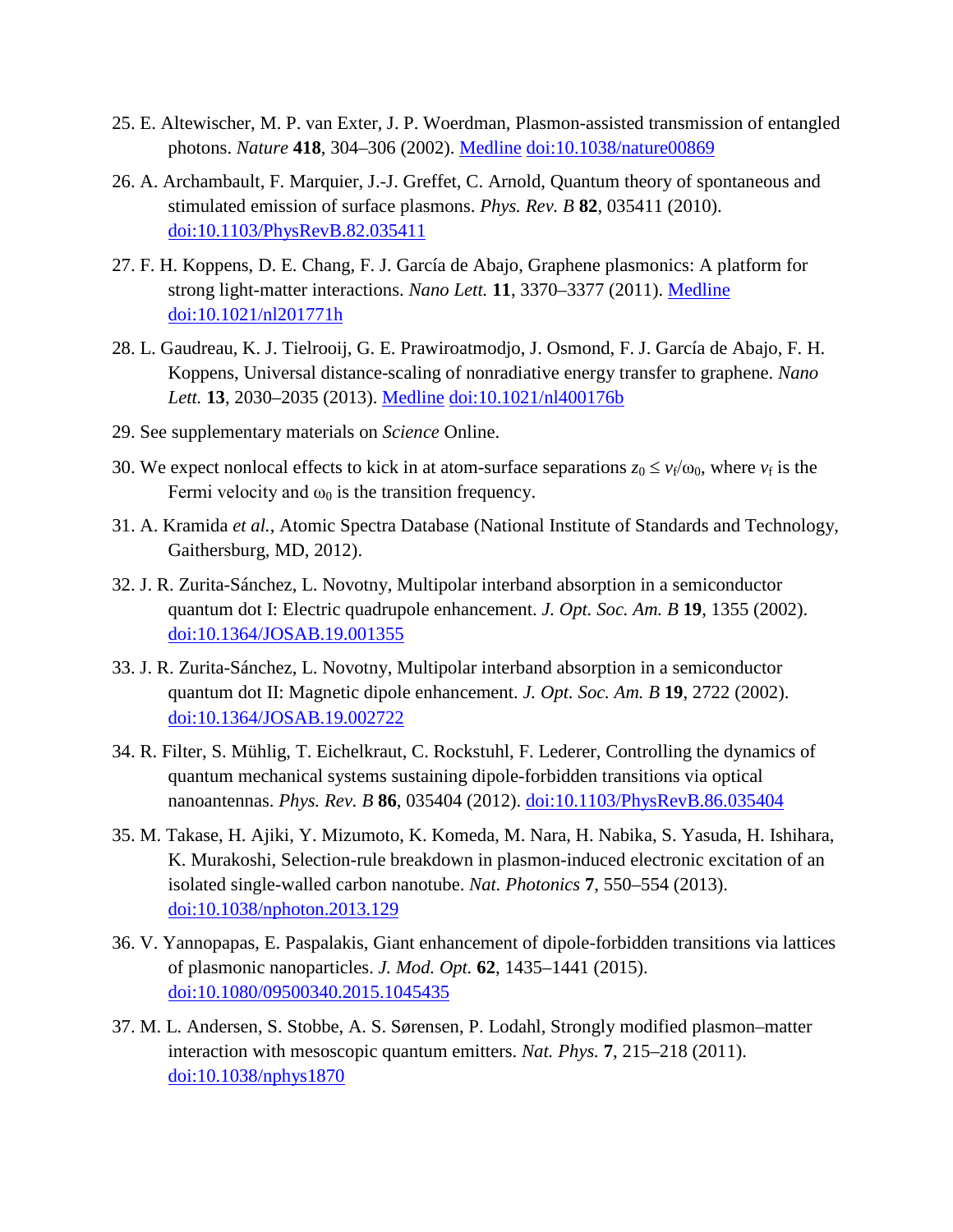25. E. Altewischer, M. P. van Exter, J. P. Woerdman, Plasmon-assisted transmission of entangled photons. *Nature* **418**, 304–306 (2002). Medline doi:10.1038/nature00869

26. A. Archambault, F. Marquier, J.-J. Greffet, C. Arnold, Quantum theory of spontaneous and stimulated emission of surface plasmons. *Phys. Rev. B* **82**, 035411 (2010). doi:10.1103/PhysRevB.82.035411

27. F. H. Koppens, D. E. Chang, F. J. García de Abajo, Graphene plasmonics: A platform for strong light-matter interactions. *Nano Lett.* **11**, 3370–3377 (2011). Medline doi:10.1021/nl201771h

28. L. Gaudreau, K. J. Tielrooij, G. E. Prawiroatmodjo, J. Osmond, F. J. García de Abajo, F. H. Koppens, Universal distance-scaling of nonradiative energy transfer to graphene. *Nano Lett.* **13**, 2030–2035 (2013). Medline doi:10.1021/nl400176b

29. See supplementary materials on *Science* Online.

30. We expect nonlocal effects to kick in at atom-surface separations $z_0 \leq v_f/\omega_0$, where $v_f$ is the Fermi velocity and $\omega_0$ is the transition frequency.

31. A. Kramida *et al.*, Atomic Spectra Database (National Institute of Standards and Technology, Gaithersburg, MD, 2012).

32. J. R. Zurita-Sánchez, L. Novotny, Multipolar interband absorption in a semiconductor quantum dot I: Electric quadrupole enhancement. *J. Opt. Soc. Am. B* **19**, 1355 (2002). doi:10.1364/JOSAB.19.001355

33. J. R. Zurita-Sánchez, L. Novotny, Multipolar interband absorption in a semiconductor quantum dot II: Magnetic dipole enhancement. *J. Opt. Soc. Am. B* **19**, 2722 (2002). doi:10.1364/JOSAB.19.002722

34. R. Filter, S. Mühlig, T. Eichelkraut, C. Rockstuhl, F. Lederer, Controlling the dynamics of quantum mechanical systems sustaining dipole-forbidden transitions via optical nanoantennas. *Phys. Rev. B* **86**, 035404 (2012). doi:10.1103/PhysRevB.86.035404

35. M. Takase, H. Ajiki, Y. Mizumoto, K. Komeda, M. Nara, H. Nabika, S. Yasuda, H. Ishihara, K. Murakoshi, Selection-rule breakdown in plasmon-induced electronic excitation of an isolated single-walled carbon nanotube. *Nat. Photonics* **7**, 550–554 (2013). doi:10.1038/nphoton.2013.129

36. V. Yannopapas, E. Paspalakis, Giant enhancement of dipole-forbidden transitions via lattices of plasmonic nanoparticles. *J. Mod. Opt.* **62**, 1435–1441 (2015). doi:10.1080/09500340.2015.1045435

37. M. L. Andersen, S. Stobbe, A. S. Sørensen, P. Lodahl, Strongly modified plasmon–matter interaction with mesoscopic quantum emitters. *Nat. Phys.* **7**, 215–218 (2011). doi:10.1038/nphys1870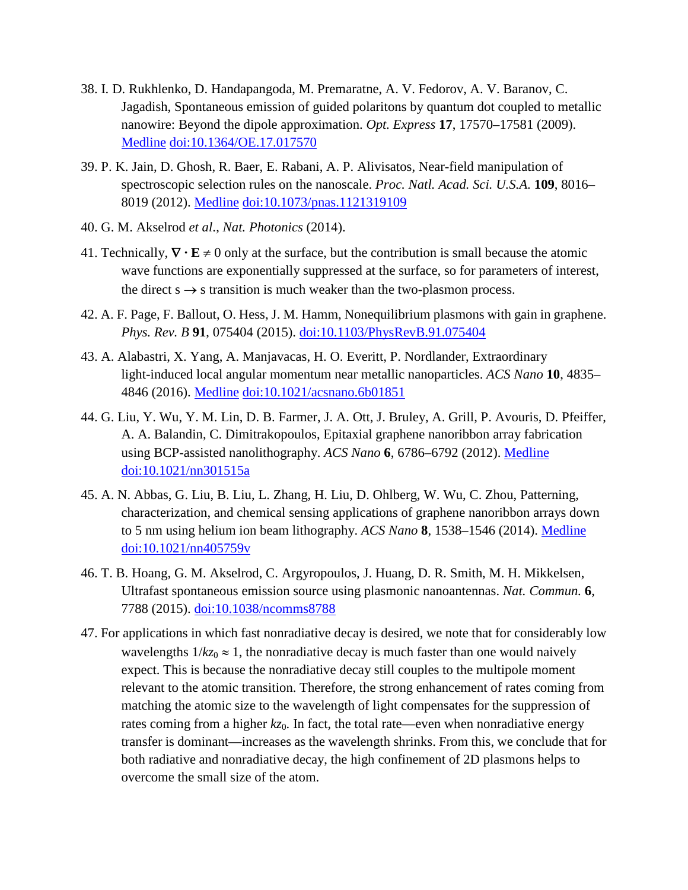38. I. D. Rukhlenko, D. Handapangoda, M. Premaratne, A. V. Fedorov, A. V. Baranov, C. Jagadish, Spontaneous emission of guided polaritons by quantum dot coupled to metallic nanowire: Beyond the dipole approximation. *Opt. Express* **17**, 17570–17581 (2009). Medline doi:10.1364/OE.17.017570

39. P. K. Jain, D. Ghosh, R. Baer, E. Rabani, A. P. Alivisatos, Near-field manipulation of spectroscopic selection rules on the nanoscale. *Proc. Natl. Acad. Sci. U.S.A.* **109**, 8016–8019 (2012). Medline doi:10.1073/pnas.1121319109

40. G. M. Akselrod *et al.*, *Nat. Photonics* (2014).

41. Technically, $\nabla \cdot \mathbf{E} \neq 0$ only at the surface, but the contribution is small because the atomic wave functions are exponentially suppressed at the surface, so for parameters of interest, the direct s $\rightarrow$ s transition is much weaker than the two-plasmon process.

42. A. F. Page, F. Ballout, O. Hess, J. M. Hamm, Nonequilibrium plasmons with gain in graphene. *Phys. Rev. B* **91**, 075404 (2015). doi:10.1103/PhysRevB.91.075404

43. A. Alabastri, X. Yang, A. Manjavacas, H. O. Everitt, P. Nordlander, Extraordinary light-induced local angular momentum near metallic nanoparticles. *ACS Nano* **10**, 4835–4846 (2016). Medline doi:10.1021/acsnano.6b01851

44. G. Liu, Y. Wu, Y. M. Lin, D. B. Farmer, J. A. Ott, J. Bruley, A. Grill, P. Avouris, D. Pfeiffer, A. A. Balandin, C. Dimitrakopoulos, Epitaxial graphene nanoribbon array fabrication using BCP-assisted nanolithography. *ACS Nano* **6**, 6786–6792 (2012). Medline doi:10.1021/nn301515a

45. A. N. Abbas, G. Liu, B. Liu, L. Zhang, H. Liu, D. Ohlberg, W. Wu, C. Zhou, Patterning, characterization, and chemical sensing applications of graphene nanoribbon arrays down to 5 nm using helium ion beam lithography. *ACS Nano* **8**, 1538–1546 (2014). Medline doi:10.1021/nn405759v

46. T. B. Hoang, G. M. Akselrod, C. Argyropoulos, J. Huang, D. R. Smith, M. H. Mikkelsen, Ultrafast spontaneous emission source using plasmonic nanoantennas. *Nat. Commun.* **6**, 7788 (2015). doi:10.1038/ncomms8788

47. For applications in which fast nonradiative decay is desired, we note that for considerably low wavelengths $1/kz_0 \approx 1$, the nonradiative decay is much faster than one would naively expect. This is because the nonradiative decay still couples to the multipole moment relevant to the atomic transition. Therefore, the strong enhancement of rates coming from matching the atomic size to the wavelength of light compensates for the suppression of rates coming from a higher $kz_0$. In fact, the total rate—even when nonradiative energy transfer is dominant—increases as the wavelength shrinks. From this, we conclude that for both radiative and nonradiative decay, the high confinement of 2D plasmons helps to overcome the small size of the atom.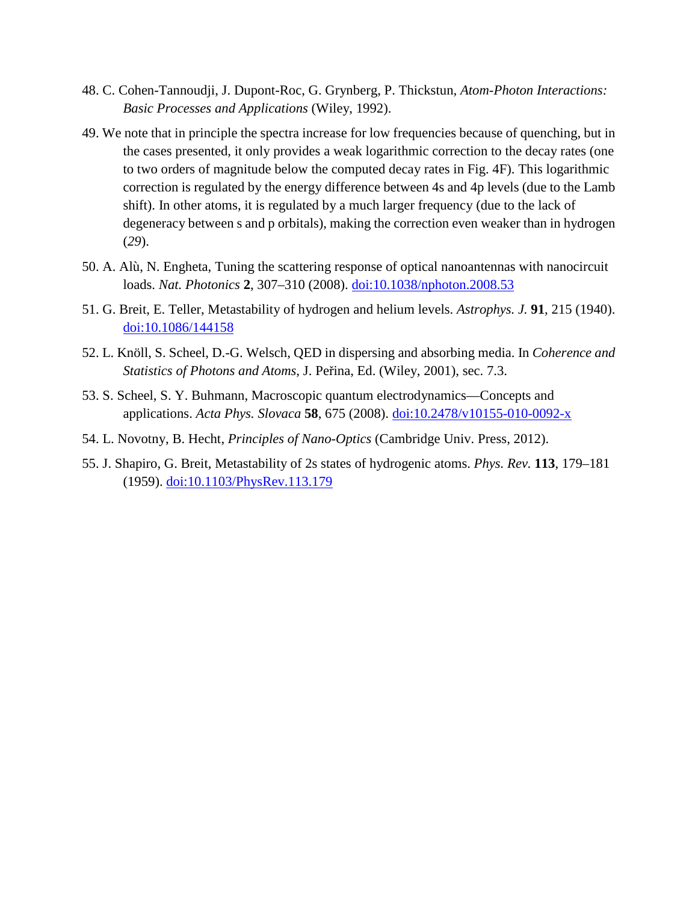48. C. Cohen-Tannoudji, J. Dupont-Roc, G. Grynberg, P. Thickstun, *Atom-Photon Interactions: Basic Processes and Applications* (Wiley, 1992).

49. We note that in principle the spectra increase for low frequencies because of quenching, but in the cases presented, it only provides a weak logarithmic correction to the decay rates (one to two orders of magnitude below the computed decay rates in Fig. 4F). This logarithmic correction is regulated by the energy difference between 4s and 4p levels (due to the Lamb shift). In other atoms, it is regulated by a much larger frequency (due to the lack of degeneracy between s and p orbitals), making the correction even weaker than in hydrogen (*29*).

50. A. Alù, N. Engheta, Tuning the scattering response of optical nanoantennas with nanocircuit loads. *Nat. Photonics* **2**, 307–310 (2008). doi:10.1038/nphoton.2008.53

51. G. Breit, E. Teller, Metastability of hydrogen and helium levels. *Astrophys. J.* **91**, 215 (1940). doi:10.1086/144158

52. L. Knöll, S. Scheel, D.-G. Welsch, QED in dispersing and absorbing media. In *Coherence and Statistics of Photons and Atoms*, J. Peřina, Ed. (Wiley, 2001), sec. 7.3.

53. S. Scheel, S. Y. Buhmann, Macroscopic quantum electrodynamics—Concepts and applications. *Acta Phys. Slovaca* **58**, 675 (2008). doi:10.2478/v10155-010-0092-x

54. L. Novotny, B. Hecht, *Principles of Nano-Optics* (Cambridge Univ. Press, 2012).

55. J. Shapiro, G. Breit, Metastability of 2s states of hydrogenic atoms. *Phys. Rev.* **113**, 179–181 (1959). doi:10.1103/PhysRev.113.179